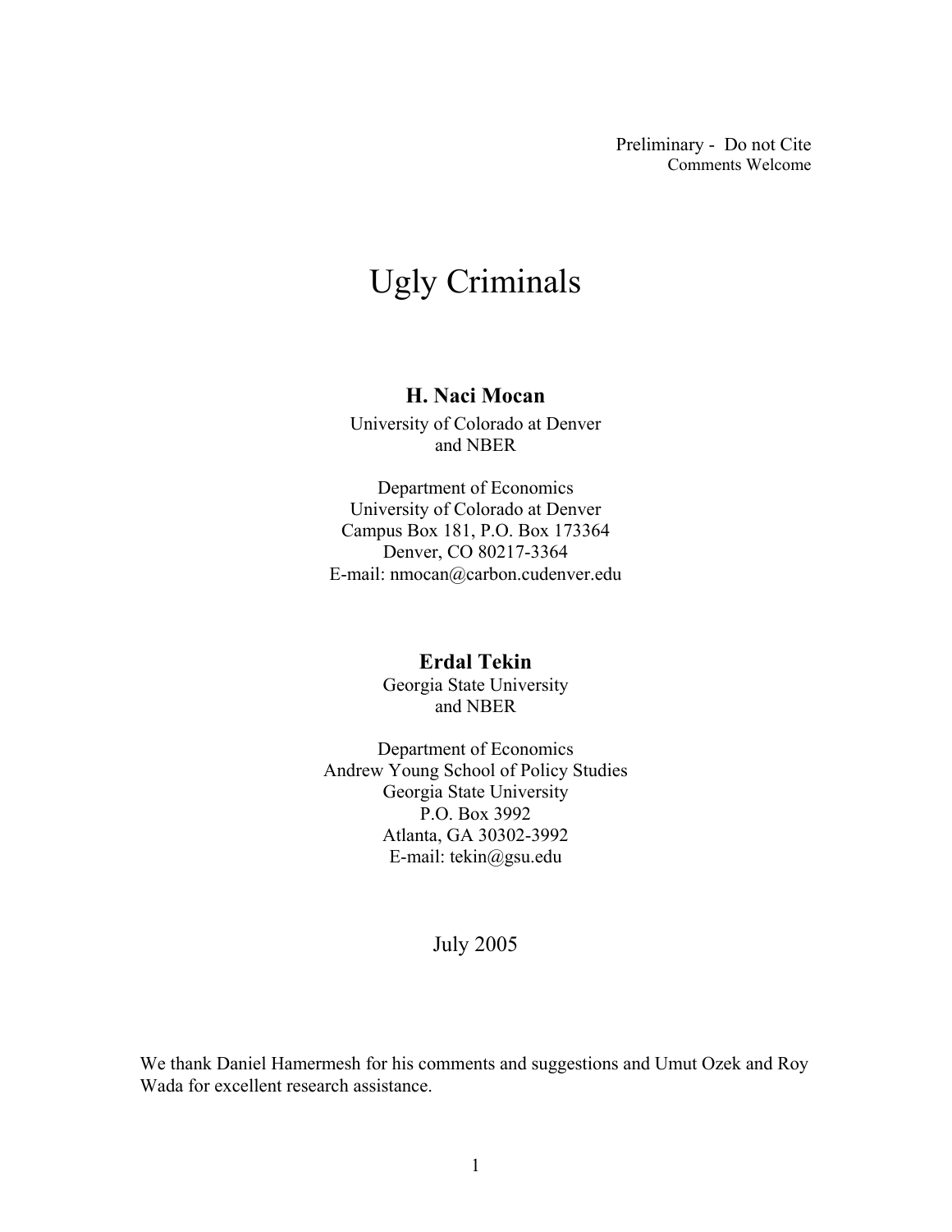Preliminary - Do not Cite
Comments Welcome

# Ugly Criminals

**H. Naci Mocan**

University of Colorado at Denver
and NBER

Department of Economics
University of Colorado at Denver
Campus Box 181, P.O. Box 173364
Denver, CO 80217-3364
E-mail: nmocan@carbon.cudenver.edu

**Erdal Tekin**

Georgia State University
and NBER

Department of Economics
Andrew Young School of Policy Studies
Georgia State University
P.O. Box 3992
Atlanta, GA 30302-3992
E-mail: tekin@gsu.edu

July 2005

We thank Daniel Hamermesh for his comments and suggestions and Umut Ozek and Roy Wada for excellent research assistance.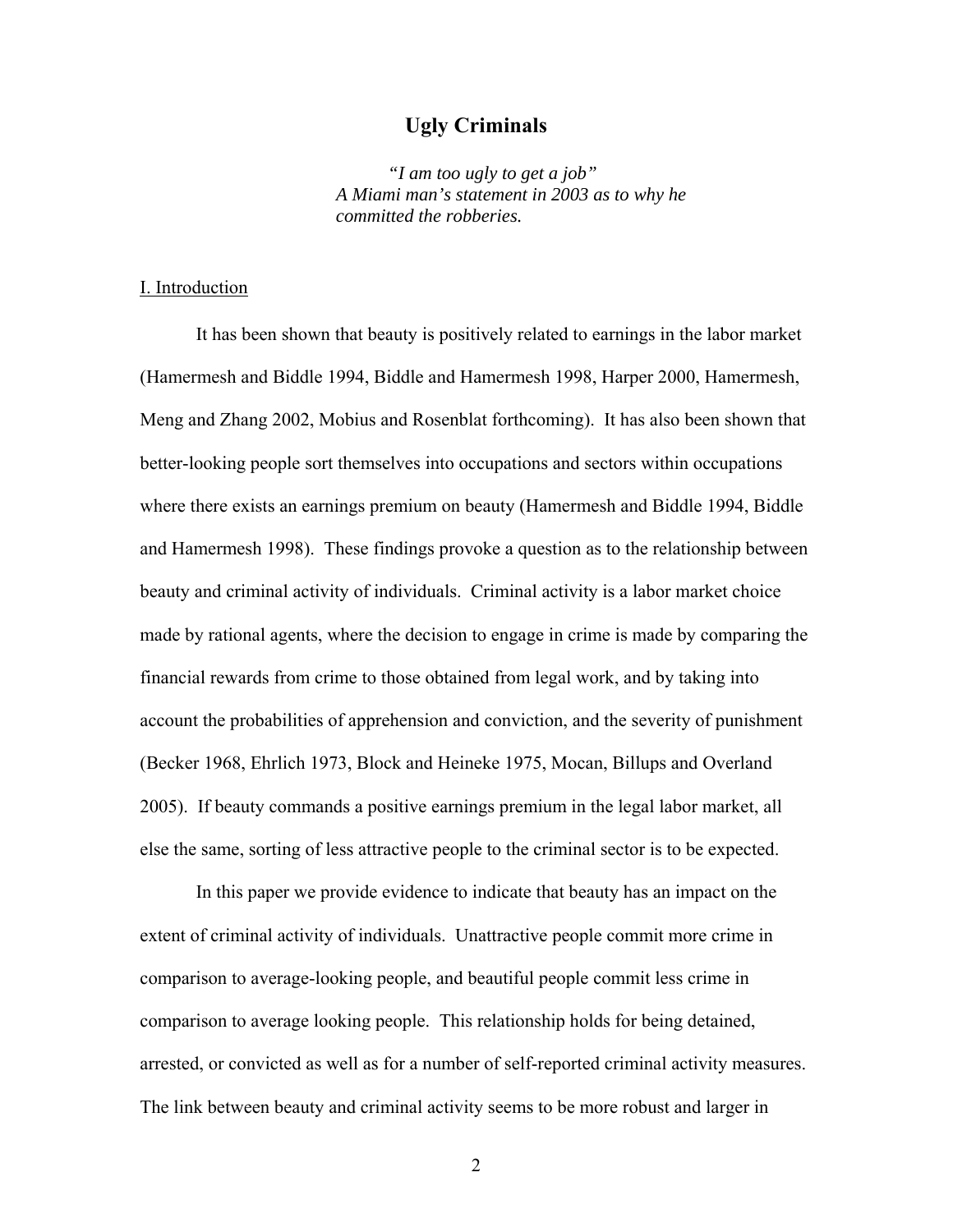# Ugly Criminals

> *"I am too ugly to get a job"*
> *A Miami man's statement in 2003 as to why he committed the robberies.*

## I. Introduction

It has been shown that beauty is positively related to earnings in the labor market (Hamermesh and Biddle 1994, Biddle and Hamermesh 1998, Harper 2000, Hamermesh, Meng and Zhang 2002, Mobius and Rosenblat forthcoming). It has also been shown that better-looking people sort themselves into occupations and sectors within occupations where there exists an earnings premium on beauty (Hamermesh and Biddle 1994, Biddle and Hamermesh 1998). These findings provoke a question as to the relationship between beauty and criminal activity of individuals. Criminal activity is a labor market choice made by rational agents, where the decision to engage in crime is made by comparing the financial rewards from crime to those obtained from legal work, and by taking into account the probabilities of apprehension and conviction, and the severity of punishment (Becker 1968, Ehrlich 1973, Block and Heineke 1975, Mocan, Billups and Overland 2005). If beauty commands a positive earnings premium in the legal labor market, all else the same, sorting of less attractive people to the criminal sector is to be expected.

In this paper we provide evidence to indicate that beauty has an impact on the extent of criminal activity of individuals. Unattractive people commit more crime in comparison to average-looking people, and beautiful people commit less crime in comparison to average looking people. This relationship holds for being detained, arrested, or convicted as well as for a number of self-reported criminal activity measures. The link between beauty and criminal activity seems to be more robust and larger in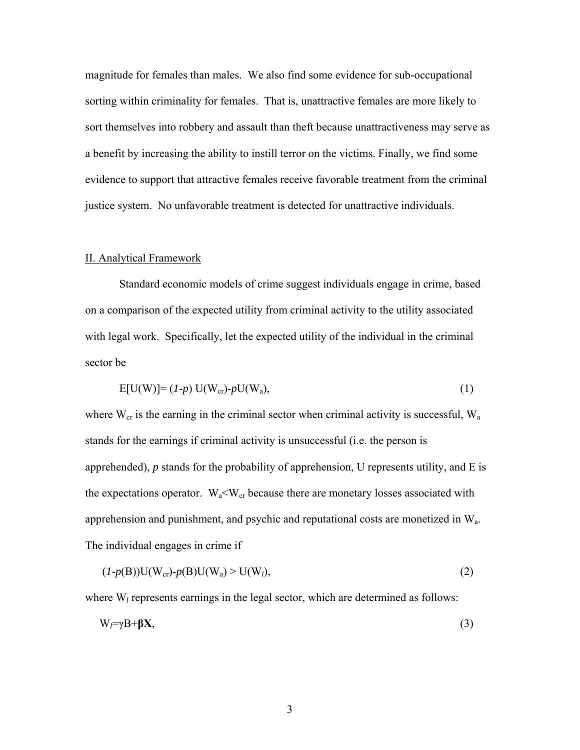magnitude for females than males. We also find some evidence for sub-occupational sorting within criminality for females. That is, unattractive females are more likely to sort themselves into robbery and assault than theft because unattractiveness may serve as a benefit by increasing the ability to instill terror on the victims. Finally, we find some evidence to support that attractive females receive favorable treatment from the criminal justice system. No unfavorable treatment is detected for unattractive individuals.

## II. Analytical Framework

Standard economic models of crime suggest individuals engage in crime, based on a comparison of the expected utility from criminal activity to the utility associated with legal work. Specifically, let the expected utility of the individual in the criminal sector be

$$E[U(W)] = (1-p)\,U(W_{cr}) - pU(W_a), \tag{1}$$

where $W_{cr}$ is the earning in the criminal sector when criminal activity is successful, $W_a$ stands for the earnings if criminal activity is unsuccessful (i.e. the person is apprehended), $p$ stands for the probability of apprehension, U represents utility, and E is the expectations operator. $W_a < W_{cr}$ because there are monetary losses associated with apprehension and punishment, and psychic and reputational costs are monetized in $W_a$. The individual engages in crime if

$$(1-p(B))U(W_{cr}) - p(B)U(W_a) > U(W_l), \tag{2}$$

where $W_l$ represents earnings in the legal sector, which are determined as follows:

$$W_l = \gamma B + \boldsymbol{\beta}\mathbf{X}, \tag{3}$$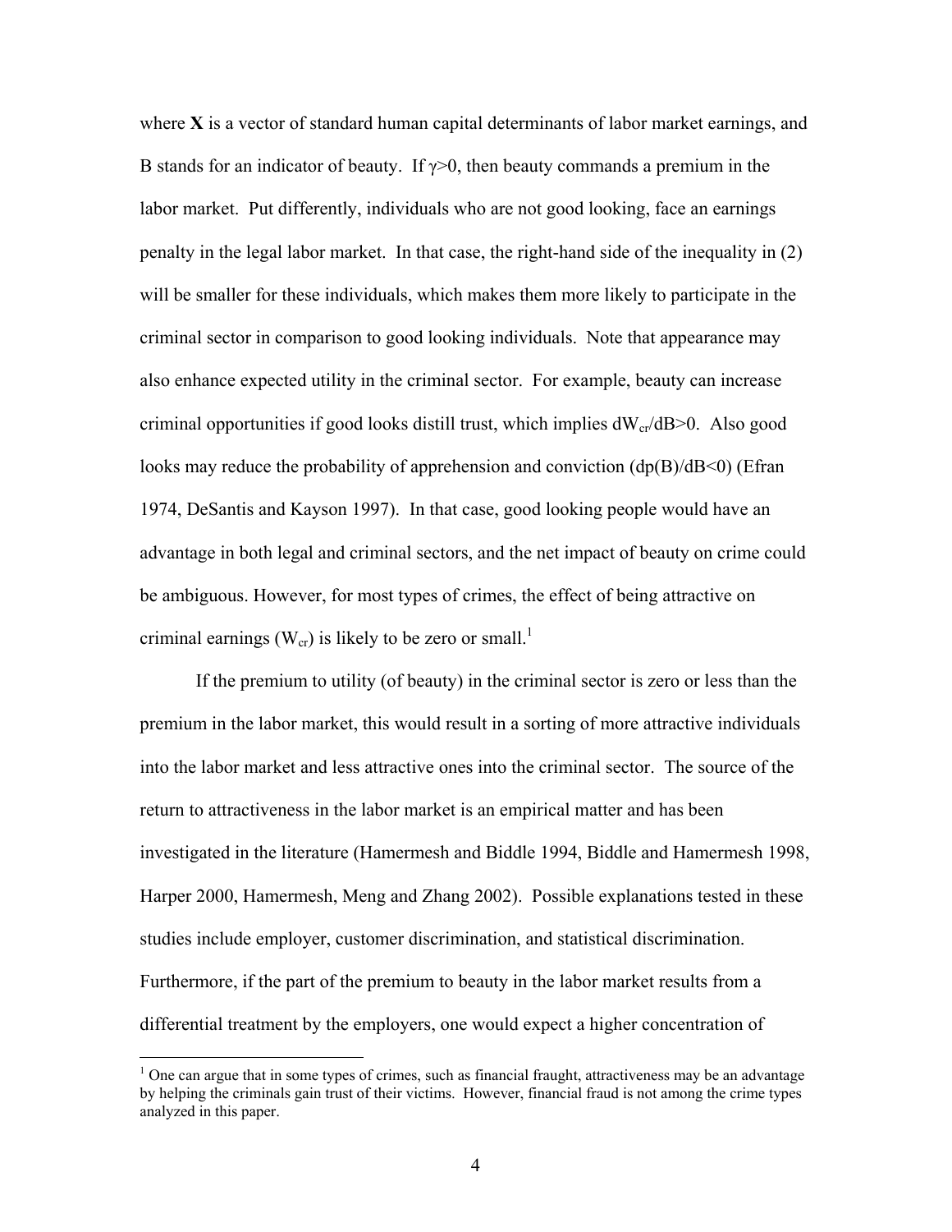where **X** is a vector of standard human capital determinants of labor market earnings, and B stands for an indicator of beauty. If $\gamma>0$, then beauty commands a premium in the labor market. Put differently, individuals who are not good looking, face an earnings penalty in the legal labor market. In that case, the right-hand side of the inequality in (2) will be smaller for these individuals, which makes them more likely to participate in the criminal sector in comparison to good looking individuals. Note that appearance may also enhance expected utility in the criminal sector. For example, beauty can increase criminal opportunities if good looks distill trust, which implies $dW_{cr}/dB>0$. Also good looks may reduce the probability of apprehension and conviction ($dp(B)/dB<0$) (Efran 1974, DeSantis and Kayson 1997). In that case, good looking people would have an advantage in both legal and criminal sectors, and the net impact of beauty on crime could be ambiguous. However, for most types of crimes, the effect of being attractive on criminal earnings ($W_{cr}$) is likely to be zero or small.[1]

If the premium to utility (of beauty) in the criminal sector is zero or less than the premium in the labor market, this would result in a sorting of more attractive individuals into the labor market and less attractive ones into the criminal sector. The source of the return to attractiveness in the labor market is an empirical matter and has been investigated in the literature (Hamermesh and Biddle 1994, Biddle and Hamermesh 1998, Harper 2000, Hamermesh, Meng and Zhang 2002). Possible explanations tested in these studies include employer, customer discrimination, and statistical discrimination. Furthermore, if the part of the premium to beauty in the labor market results from a differential treatment by the employers, one would expect a higher concentration of

[1] One can argue that in some types of crimes, such as financial fraught, attractiveness may be an advantage by helping the criminals gain trust of their victims. However, financial fraud is not among the crime types analyzed in this paper.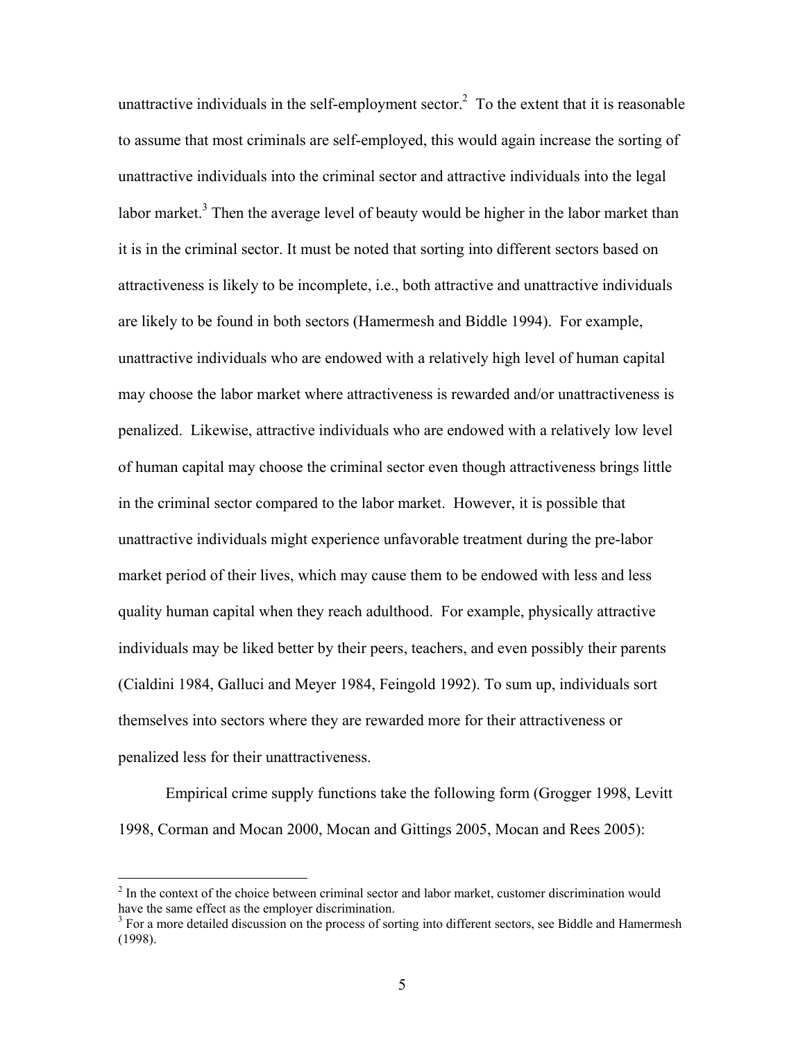unattractive individuals in the self-employment sector.[2] To the extent that it is reasonable to assume that most criminals are self-employed, this would again increase the sorting of unattractive individuals into the criminal sector and attractive individuals into the legal labor market.[3] Then the average level of beauty would be higher in the labor market than it is in the criminal sector. It must be noted that sorting into different sectors based on attractiveness is likely to be incomplete, i.e., both attractive and unattractive individuals are likely to be found in both sectors (Hamermesh and Biddle 1994). For example, unattractive individuals who are endowed with a relatively high level of human capital may choose the labor market where attractiveness is rewarded and/or unattractiveness is penalized. Likewise, attractive individuals who are endowed with a relatively low level of human capital may choose the criminal sector even though attractiveness brings little in the criminal sector compared to the labor market. However, it is possible that unattractive individuals might experience unfavorable treatment during the pre-labor market period of their lives, which may cause them to be endowed with less and less quality human capital when they reach adulthood. For example, physically attractive individuals may be liked better by their peers, teachers, and even possibly their parents (Cialdini 1984, Galluci and Meyer 1984, Feingold 1992). To sum up, individuals sort themselves into sectors where they are rewarded more for their attractiveness or penalized less for their unattractiveness.

Empirical crime supply functions take the following form (Grogger 1998, Levitt 1998, Corman and Mocan 2000, Mocan and Gittings 2005, Mocan and Rees 2005):

[2] In the context of the choice between criminal sector and labor market, customer discrimination would have the same effect as the employer discrimination.

[3] For a more detailed discussion on the process of sorting into different sectors, see Biddle and Hamermesh (1998).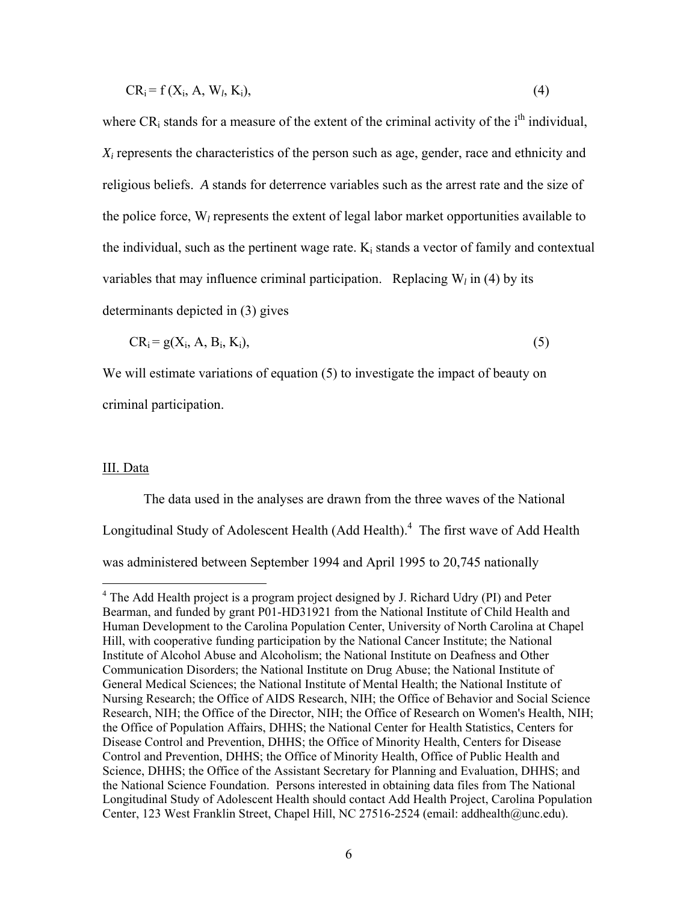$$CR_i = f(X_i, A, W_l, K_i), \tag{4}$$

where $CR_i$ stands for a measure of the extent of the criminal activity of the $i^{th}$ individual, $X_i$ represents the characteristics of the person such as age, gender, race and ethnicity and religious beliefs. $A$ stands for deterrence variables such as the arrest rate and the size of the police force, $W_l$ represents the extent of legal labor market opportunities available to the individual, such as the pertinent wage rate. $K_i$ stands a vector of family and contextual variables that may influence criminal participation. Replacing $W_l$ in (4) by its determinants depicted in (3) gives

$$CR_i = g(X_i, A, B_i, K_i), \tag{5}$$

We will estimate variations of equation (5) to investigate the impact of beauty on criminal participation.

## III. Data

The data used in the analyses are drawn from the three waves of the National Longitudinal Study of Adolescent Health (Add Health).[4] The first wave of Add Health was administered between September 1994 and April 1995 to 20,745 nationally

[4] The Add Health project is a program project designed by J. Richard Udry (PI) and Peter Bearman, and funded by grant P01-HD31921 from the National Institute of Child Health and Human Development to the Carolina Population Center, University of North Carolina at Chapel Hill, with cooperative funding participation by the National Cancer Institute; the National Institute of Alcohol Abuse and Alcoholism; the National Institute on Deafness and Other Communication Disorders; the National Institute on Drug Abuse; the National Institute of General Medical Sciences; the National Institute of Mental Health; the National Institute of Nursing Research; the Office of AIDS Research, NIH; the Office of Behavior and Social Science Research, NIH; the Office of the Director, NIH; the Office of Research on Women's Health, NIH; the Office of Population Affairs, DHHS; the National Center for Health Statistics, Centers for Disease Control and Prevention, DHHS; the Office of Minority Health, Centers for Disease Control and Prevention, DHHS; the Office of Minority Health, Office of Public Health and Science, DHHS; the Office of the Assistant Secretary for Planning and Evaluation, DHHS; and the National Science Foundation. Persons interested in obtaining data files from The National Longitudinal Study of Adolescent Health should contact Add Health Project, Carolina Population Center, 123 West Franklin Street, Chapel Hill, NC 27516-2524 (email: addhealth@unc.edu).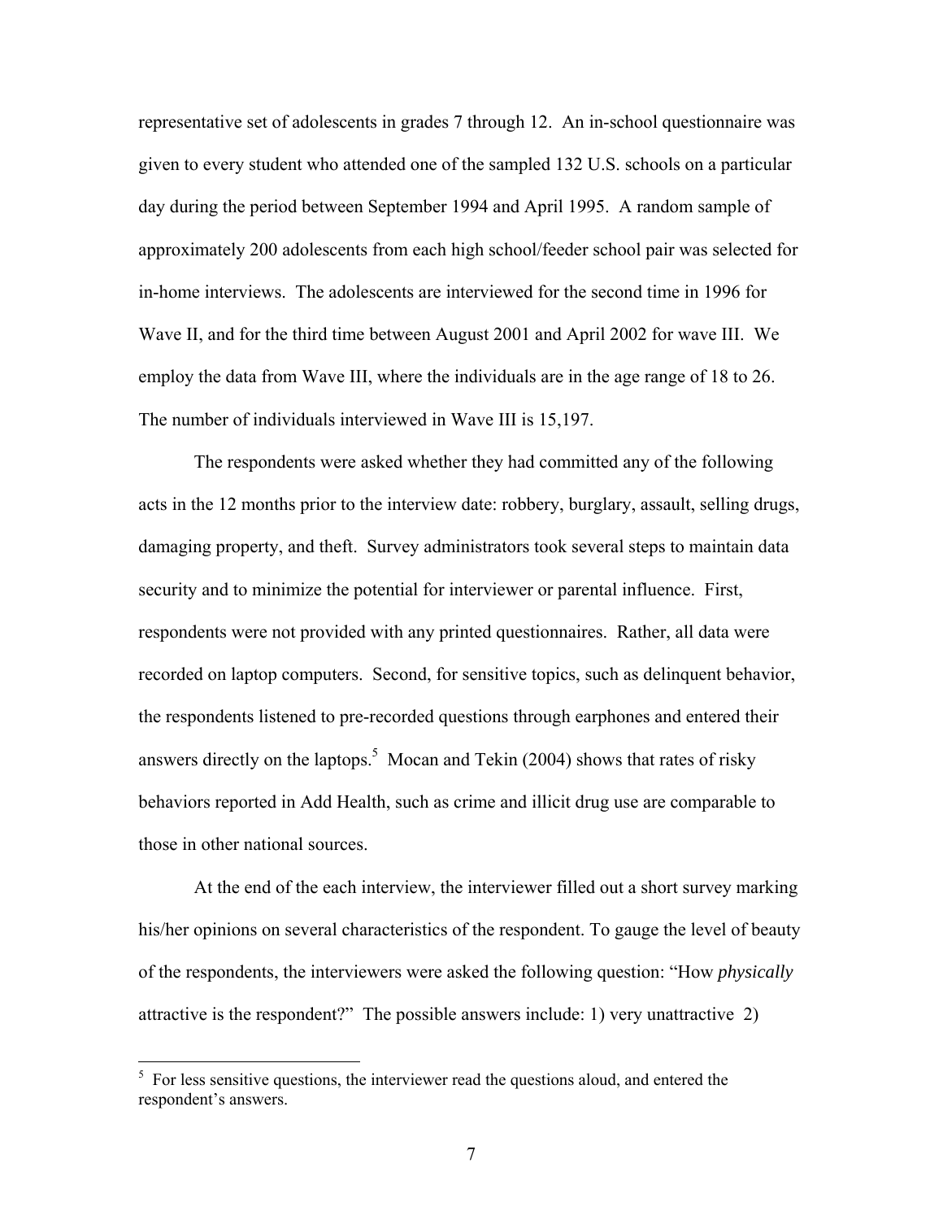representative set of adolescents in grades 7 through 12. An in-school questionnaire was given to every student who attended one of the sampled 132 U.S. schools on a particular day during the period between September 1994 and April 1995. A random sample of approximately 200 adolescents from each high school/feeder school pair was selected for in-home interviews. The adolescents are interviewed for the second time in 1996 for Wave II, and for the third time between August 2001 and April 2002 for wave III. We employ the data from Wave III, where the individuals are in the age range of 18 to 26. The number of individuals interviewed in Wave III is 15,197.

The respondents were asked whether they had committed any of the following acts in the 12 months prior to the interview date: robbery, burglary, assault, selling drugs, damaging property, and theft. Survey administrators took several steps to maintain data security and to minimize the potential for interviewer or parental influence. First, respondents were not provided with any printed questionnaires. Rather, all data were recorded on laptop computers. Second, for sensitive topics, such as delinquent behavior, the respondents listened to pre-recorded questions through earphones and entered their answers directly on the laptops.[5] Mocan and Tekin (2004) shows that rates of risky behaviors reported in Add Health, such as crime and illicit drug use are comparable to those in other national sources.

At the end of the each interview, the interviewer filled out a short survey marking his/her opinions on several characteristics of the respondent. To gauge the level of beauty of the respondents, the interviewers were asked the following question: "How *physically* attractive is the respondent?" The possible answers include: 1) very unattractive 2)

[5] For less sensitive questions, the interviewer read the questions aloud, and entered the respondent's answers.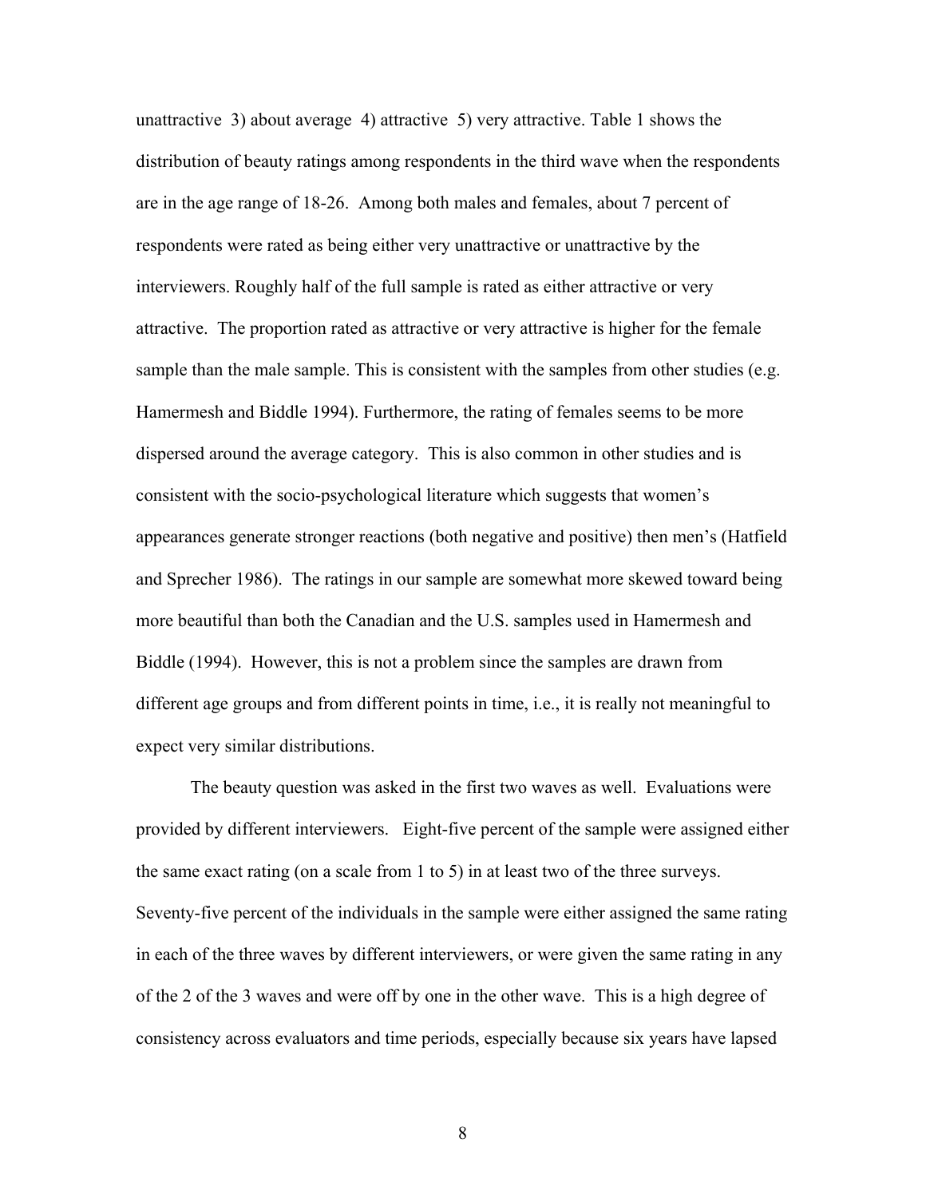unattractive 3) about average 4) attractive 5) very attractive. Table 1 shows the distribution of beauty ratings among respondents in the third wave when the respondents are in the age range of 18-26. Among both males and females, about 7 percent of respondents were rated as being either very unattractive or unattractive by the interviewers. Roughly half of the full sample is rated as either attractive or very attractive. The proportion rated as attractive or very attractive is higher for the female sample than the male sample. This is consistent with the samples from other studies (e.g. Hamermesh and Biddle 1994). Furthermore, the rating of females seems to be more dispersed around the average category. This is also common in other studies and is consistent with the socio-psychological literature which suggests that women's appearances generate stronger reactions (both negative and positive) then men's (Hatfield and Sprecher 1986). The ratings in our sample are somewhat more skewed toward being more beautiful than both the Canadian and the U.S. samples used in Hamermesh and Biddle (1994). However, this is not a problem since the samples are drawn from different age groups and from different points in time, i.e., it is really not meaningful to expect very similar distributions.

The beauty question was asked in the first two waves as well. Evaluations were provided by different interviewers. Eight-five percent of the sample were assigned either the same exact rating (on a scale from 1 to 5) in at least two of the three surveys. Seventy-five percent of the individuals in the sample were either assigned the same rating in each of the three waves by different interviewers, or were given the same rating in any of the 2 of the 3 waves and were off by one in the other wave. This is a high degree of consistency across evaluators and time periods, especially because six years have lapsed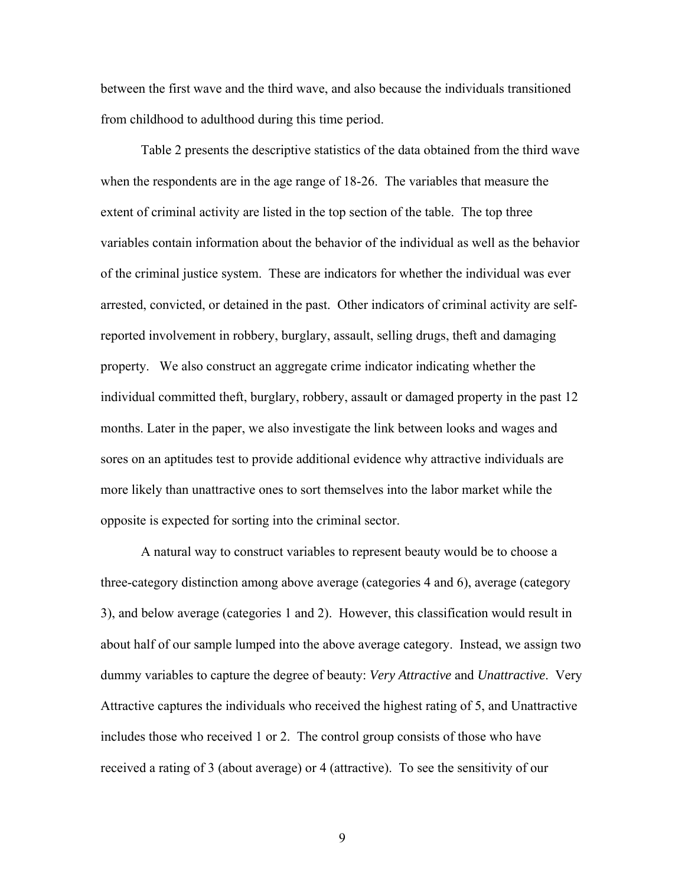between the first wave and the third wave, and also because the individuals transitioned from childhood to adulthood during this time period.

Table 2 presents the descriptive statistics of the data obtained from the third wave when the respondents are in the age range of 18-26. The variables that measure the extent of criminal activity are listed in the top section of the table. The top three variables contain information about the behavior of the individual as well as the behavior of the criminal justice system. These are indicators for whether the individual was ever arrested, convicted, or detained in the past. Other indicators of criminal activity are self-reported involvement in robbery, burglary, assault, selling drugs, theft and damaging property. We also construct an aggregate crime indicator indicating whether the individual committed theft, burglary, robbery, assault or damaged property in the past 12 months. Later in the paper, we also investigate the link between looks and wages and sores on an aptitudes test to provide additional evidence why attractive individuals are more likely than unattractive ones to sort themselves into the labor market while the opposite is expected for sorting into the criminal sector.

A natural way to construct variables to represent beauty would be to choose a three-category distinction among above average (categories 4 and 6), average (category 3), and below average (categories 1 and 2). However, this classification would result in about half of our sample lumped into the above average category. Instead, we assign two dummy variables to capture the degree of beauty: *Very Attractive* and *Unattractive*. Very Attractive captures the individuals who received the highest rating of 5, and Unattractive includes those who received 1 or 2. The control group consists of those who have received a rating of 3 (about average) or 4 (attractive). To see the sensitivity of our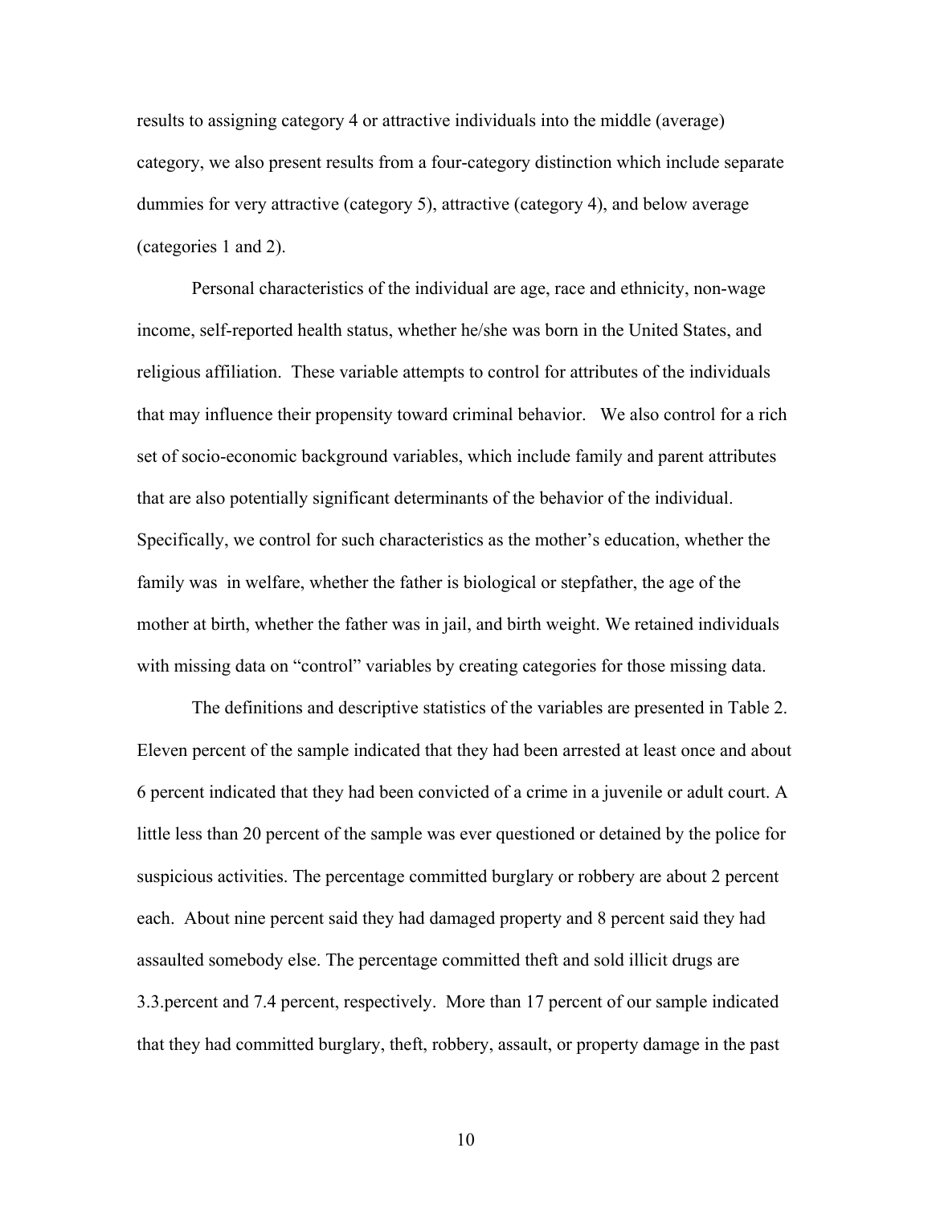results to assigning category 4 or attractive individuals into the middle (average) category, we also present results from a four-category distinction which include separate dummies for very attractive (category 5), attractive (category 4), and below average (categories 1 and 2).

Personal characteristics of the individual are age, race and ethnicity, non-wage income, self-reported health status, whether he/she was born in the United States, and religious affiliation. These variable attempts to control for attributes of the individuals that may influence their propensity toward criminal behavior. We also control for a rich set of socio-economic background variables, which include family and parent attributes that are also potentially significant determinants of the behavior of the individual. Specifically, we control for such characteristics as the mother's education, whether the family was in welfare, whether the father is biological or stepfather, the age of the mother at birth, whether the father was in jail, and birth weight. We retained individuals with missing data on "control" variables by creating categories for those missing data.

The definitions and descriptive statistics of the variables are presented in Table 2. Eleven percent of the sample indicated that they had been arrested at least once and about 6 percent indicated that they had been convicted of a crime in a juvenile or adult court. A little less than 20 percent of the sample was ever questioned or detained by the police for suspicious activities. The percentage committed burglary or robbery are about 2 percent each. About nine percent said they had damaged property and 8 percent said they had assaulted somebody else. The percentage committed theft and sold illicit drugs are 3.3.percent and 7.4 percent, respectively. More than 17 percent of our sample indicated that they had committed burglary, theft, robbery, assault, or property damage in the past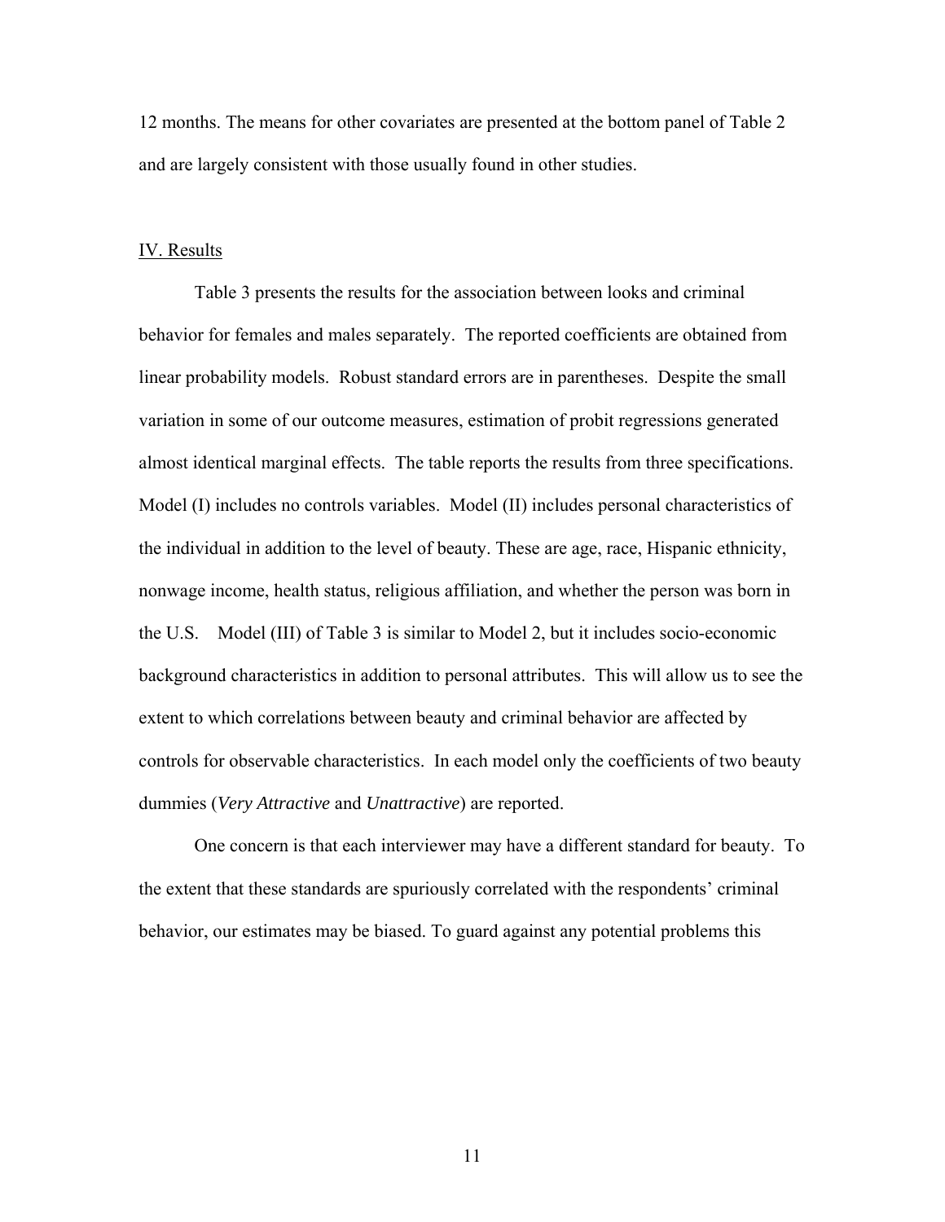12 months. The means for other covariates are presented at the bottom panel of Table 2 and are largely consistent with those usually found in other studies.

## IV. Results

Table 3 presents the results for the association between looks and criminal behavior for females and males separately. The reported coefficients are obtained from linear probability models. Robust standard errors are in parentheses. Despite the small variation in some of our outcome measures, estimation of probit regressions generated almost identical marginal effects. The table reports the results from three specifications. Model (I) includes no controls variables. Model (II) includes personal characteristics of the individual in addition to the level of beauty. These are age, race, Hispanic ethnicity, nonwage income, health status, religious affiliation, and whether the person was born in the U.S. Model (III) of Table 3 is similar to Model 2, but it includes socio-economic background characteristics in addition to personal attributes. This will allow us to see the extent to which correlations between beauty and criminal behavior are affected by controls for observable characteristics. In each model only the coefficients of two beauty dummies (*Very Attractive* and *Unattractive*) are reported.

One concern is that each interviewer may have a different standard for beauty. To the extent that these standards are spuriously correlated with the respondents' criminal behavior, our estimates may be biased. To guard against any potential problems this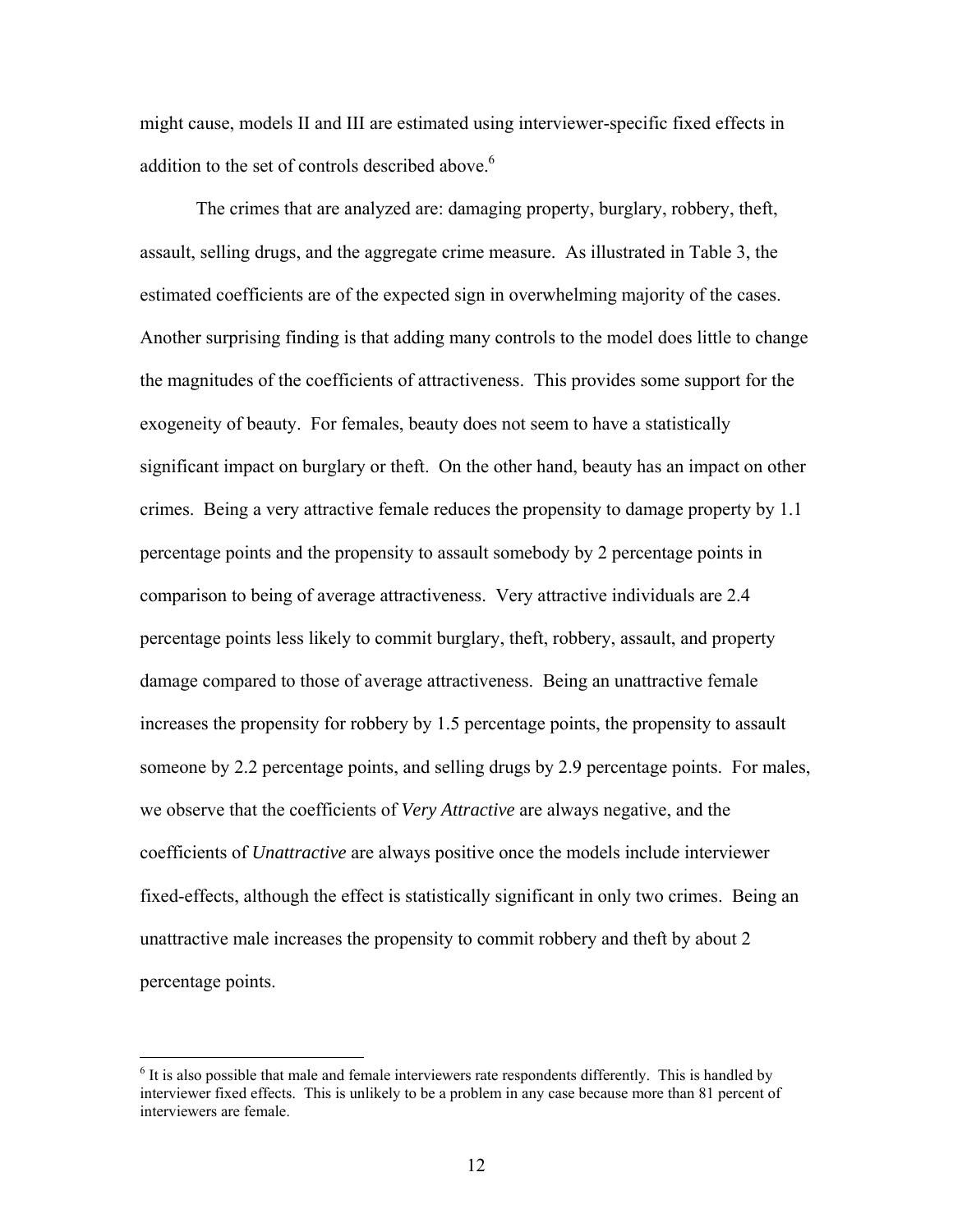might cause, models II and III are estimated using interviewer-specific fixed effects in addition to the set of controls described above.[6]

The crimes that are analyzed are: damaging property, burglary, robbery, theft, assault, selling drugs, and the aggregate crime measure. As illustrated in Table 3, the estimated coefficients are of the expected sign in overwhelming majority of the cases. Another surprising finding is that adding many controls to the model does little to change the magnitudes of the coefficients of attractiveness. This provides some support for the exogeneity of beauty. For females, beauty does not seem to have a statistically significant impact on burglary or theft. On the other hand, beauty has an impact on other crimes. Being a very attractive female reduces the propensity to damage property by 1.1 percentage points and the propensity to assault somebody by 2 percentage points in comparison to being of average attractiveness. Very attractive individuals are 2.4 percentage points less likely to commit burglary, theft, robbery, assault, and property damage compared to those of average attractiveness. Being an unattractive female increases the propensity for robbery by 1.5 percentage points, the propensity to assault someone by 2.2 percentage points, and selling drugs by 2.9 percentage points. For males, we observe that the coefficients of *Very Attractive* are always negative, and the coefficients of *Unattractive* are always positive once the models include interviewer fixed-effects, although the effect is statistically significant in only two crimes. Being an unattractive male increases the propensity to commit robbery and theft by about 2 percentage points.

---

[6] It is also possible that male and female interviewers rate respondents differently. This is handled by interviewer fixed effects. This is unlikely to be a problem in any case because more than 81 percent of interviewers are female.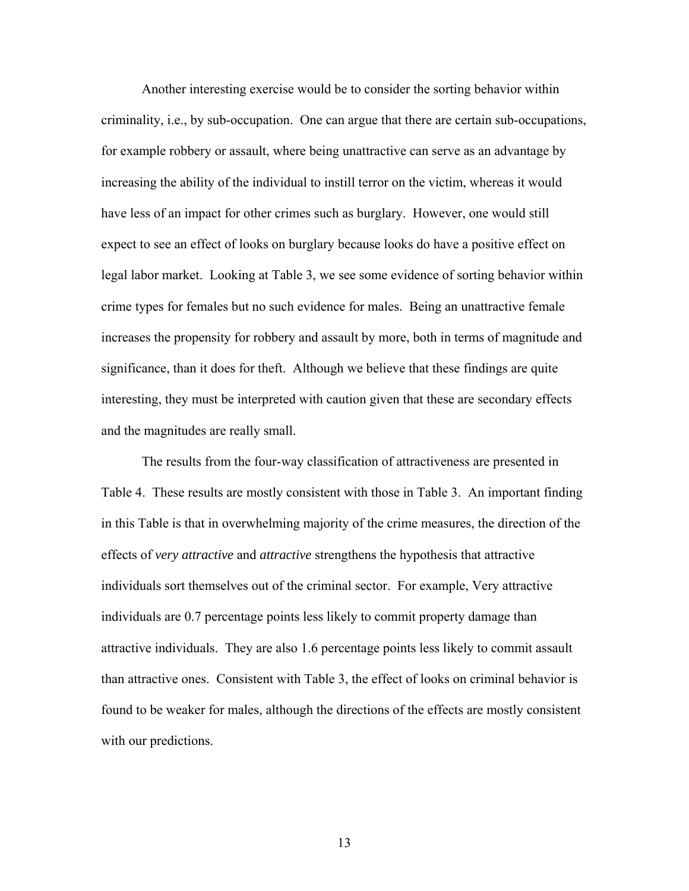Another interesting exercise would be to consider the sorting behavior within criminality, i.e., by sub-occupation. One can argue that there are certain sub-occupations, for example robbery or assault, where being unattractive can serve as an advantage by increasing the ability of the individual to instill terror on the victim, whereas it would have less of an impact for other crimes such as burglary. However, one would still expect to see an effect of looks on burglary because looks do have a positive effect on legal labor market. Looking at Table 3, we see some evidence of sorting behavior within crime types for females but no such evidence for males. Being an unattractive female increases the propensity for robbery and assault by more, both in terms of magnitude and significance, than it does for theft. Although we believe that these findings are quite interesting, they must be interpreted with caution given that these are secondary effects and the magnitudes are really small.

The results from the four-way classification of attractiveness are presented in Table 4. These results are mostly consistent with those in Table 3. An important finding in this Table is that in overwhelming majority of the crime measures, the direction of the effects of *very attractive* and *attractive* strengthens the hypothesis that attractive individuals sort themselves out of the criminal sector. For example, Very attractive individuals are 0.7 percentage points less likely to commit property damage than attractive individuals. They are also 1.6 percentage points less likely to commit assault than attractive ones. Consistent with Table 3, the effect of looks on criminal behavior is found to be weaker for males, although the directions of the effects are mostly consistent with our predictions.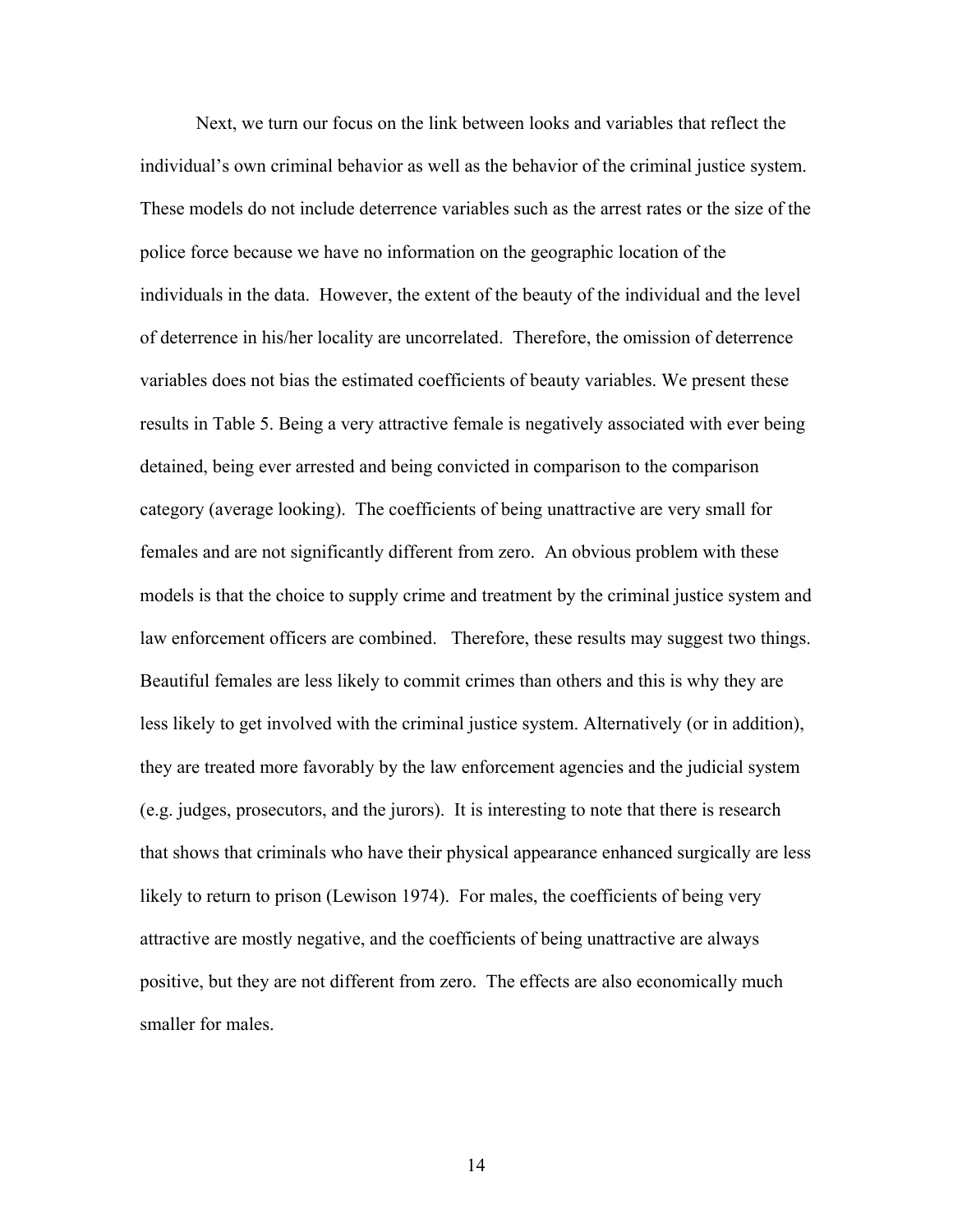Next, we turn our focus on the link between looks and variables that reflect the individual's own criminal behavior as well as the behavior of the criminal justice system. These models do not include deterrence variables such as the arrest rates or the size of the police force because we have no information on the geographic location of the individuals in the data. However, the extent of the beauty of the individual and the level of deterrence in his/her locality are uncorrelated. Therefore, the omission of deterrence variables does not bias the estimated coefficients of beauty variables. We present these results in Table 5. Being a very attractive female is negatively associated with ever being detained, being ever arrested and being convicted in comparison to the comparison category (average looking). The coefficients of being unattractive are very small for females and are not significantly different from zero. An obvious problem with these models is that the choice to supply crime and treatment by the criminal justice system and law enforcement officers are combined. Therefore, these results may suggest two things. Beautiful females are less likely to commit crimes than others and this is why they are less likely to get involved with the criminal justice system. Alternatively (or in addition), they are treated more favorably by the law enforcement agencies and the judicial system (e.g. judges, prosecutors, and the jurors). It is interesting to note that there is research that shows that criminals who have their physical appearance enhanced surgically are less likely to return to prison (Lewison 1974). For males, the coefficients of being very attractive are mostly negative, and the coefficients of being unattractive are always positive, but they are not different from zero. The effects are also economically much smaller for males.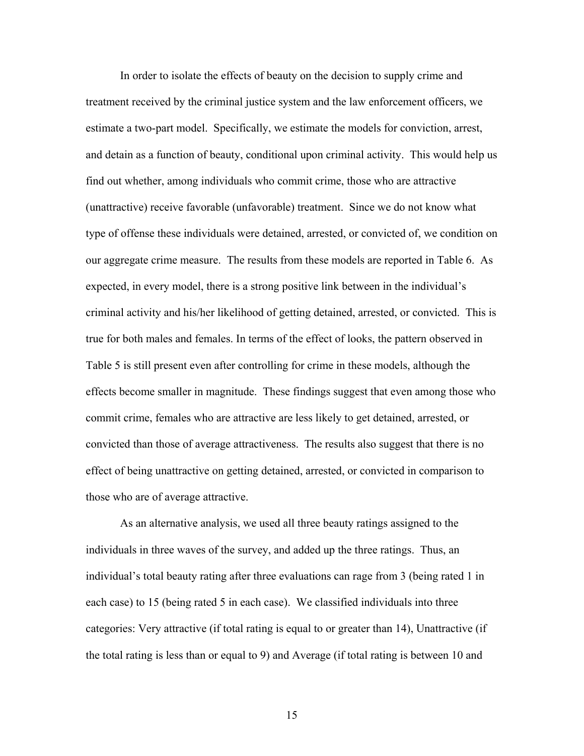In order to isolate the effects of beauty on the decision to supply crime and treatment received by the criminal justice system and the law enforcement officers, we estimate a two-part model. Specifically, we estimate the models for conviction, arrest, and detain as a function of beauty, conditional upon criminal activity. This would help us find out whether, among individuals who commit crime, those who are attractive (unattractive) receive favorable (unfavorable) treatment. Since we do not know what type of offense these individuals were detained, arrested, or convicted of, we condition on our aggregate crime measure. The results from these models are reported in Table 6. As expected, in every model, there is a strong positive link between in the individual's criminal activity and his/her likelihood of getting detained, arrested, or convicted. This is true for both males and females. In terms of the effect of looks, the pattern observed in Table 5 is still present even after controlling for crime in these models, although the effects become smaller in magnitude. These findings suggest that even among those who commit crime, females who are attractive are less likely to get detained, arrested, or convicted than those of average attractiveness. The results also suggest that there is no effect of being unattractive on getting detained, arrested, or convicted in comparison to those who are of average attractive.

As an alternative analysis, we used all three beauty ratings assigned to the individuals in three waves of the survey, and added up the three ratings. Thus, an individual's total beauty rating after three evaluations can rage from 3 (being rated 1 in each case) to 15 (being rated 5 in each case). We classified individuals into three categories: Very attractive (if total rating is equal to or greater than 14), Unattractive (if the total rating is less than or equal to 9) and Average (if total rating is between 10 and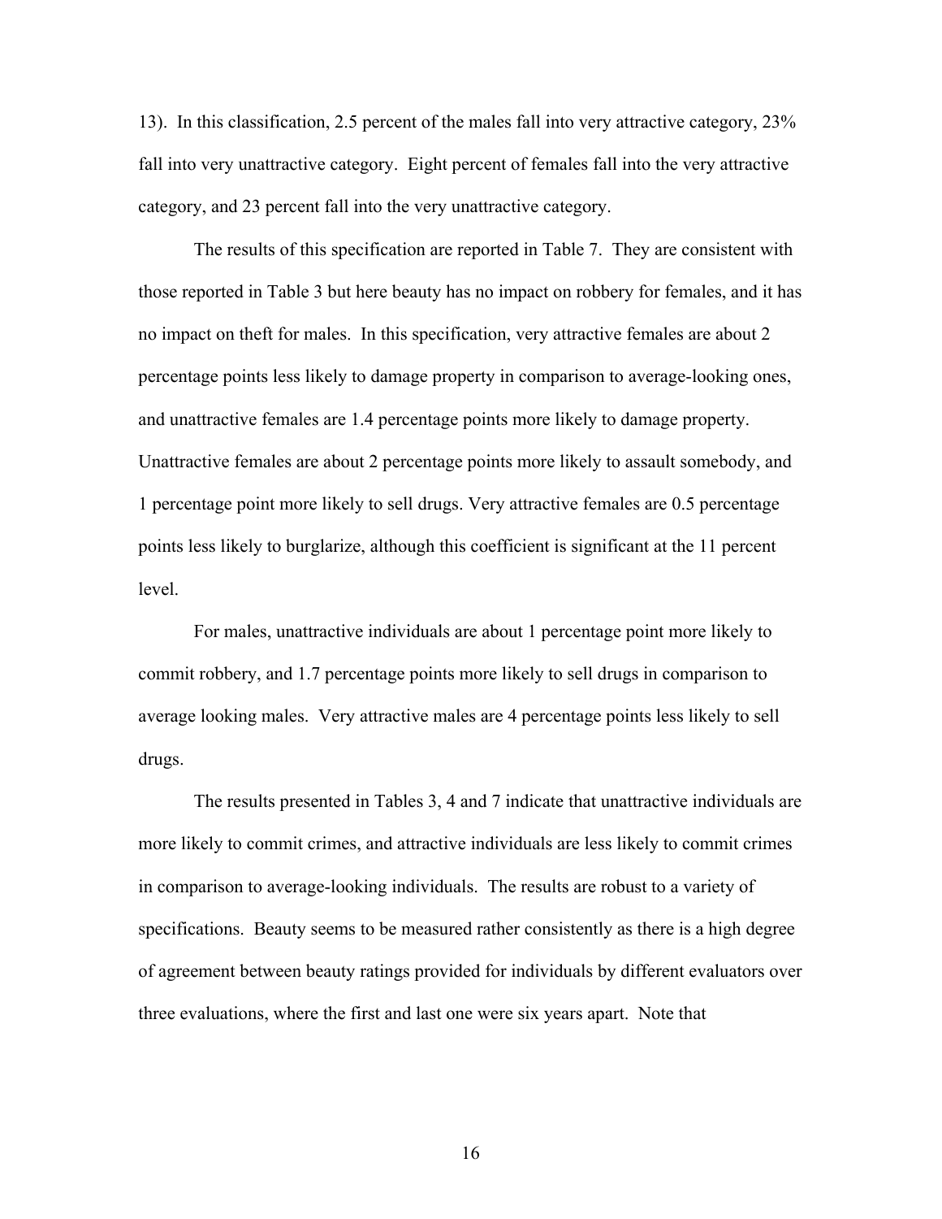13). In this classification, 2.5 percent of the males fall into very attractive category, 23% fall into very unattractive category. Eight percent of females fall into the very attractive category, and 23 percent fall into the very unattractive category.

The results of this specification are reported in Table 7. They are consistent with those reported in Table 3 but here beauty has no impact on robbery for females, and it has no impact on theft for males. In this specification, very attractive females are about 2 percentage points less likely to damage property in comparison to average-looking ones, and unattractive females are 1.4 percentage points more likely to damage property. Unattractive females are about 2 percentage points more likely to assault somebody, and 1 percentage point more likely to sell drugs. Very attractive females are 0.5 percentage points less likely to burglarize, although this coefficient is significant at the 11 percent level.

For males, unattractive individuals are about 1 percentage point more likely to commit robbery, and 1.7 percentage points more likely to sell drugs in comparison to average looking males. Very attractive males are 4 percentage points less likely to sell drugs.

The results presented in Tables 3, 4 and 7 indicate that unattractive individuals are more likely to commit crimes, and attractive individuals are less likely to commit crimes in comparison to average-looking individuals. The results are robust to a variety of specifications. Beauty seems to be measured rather consistently as there is a high degree of agreement between beauty ratings provided for individuals by different evaluators over three evaluations, where the first and last one were six years apart. Note that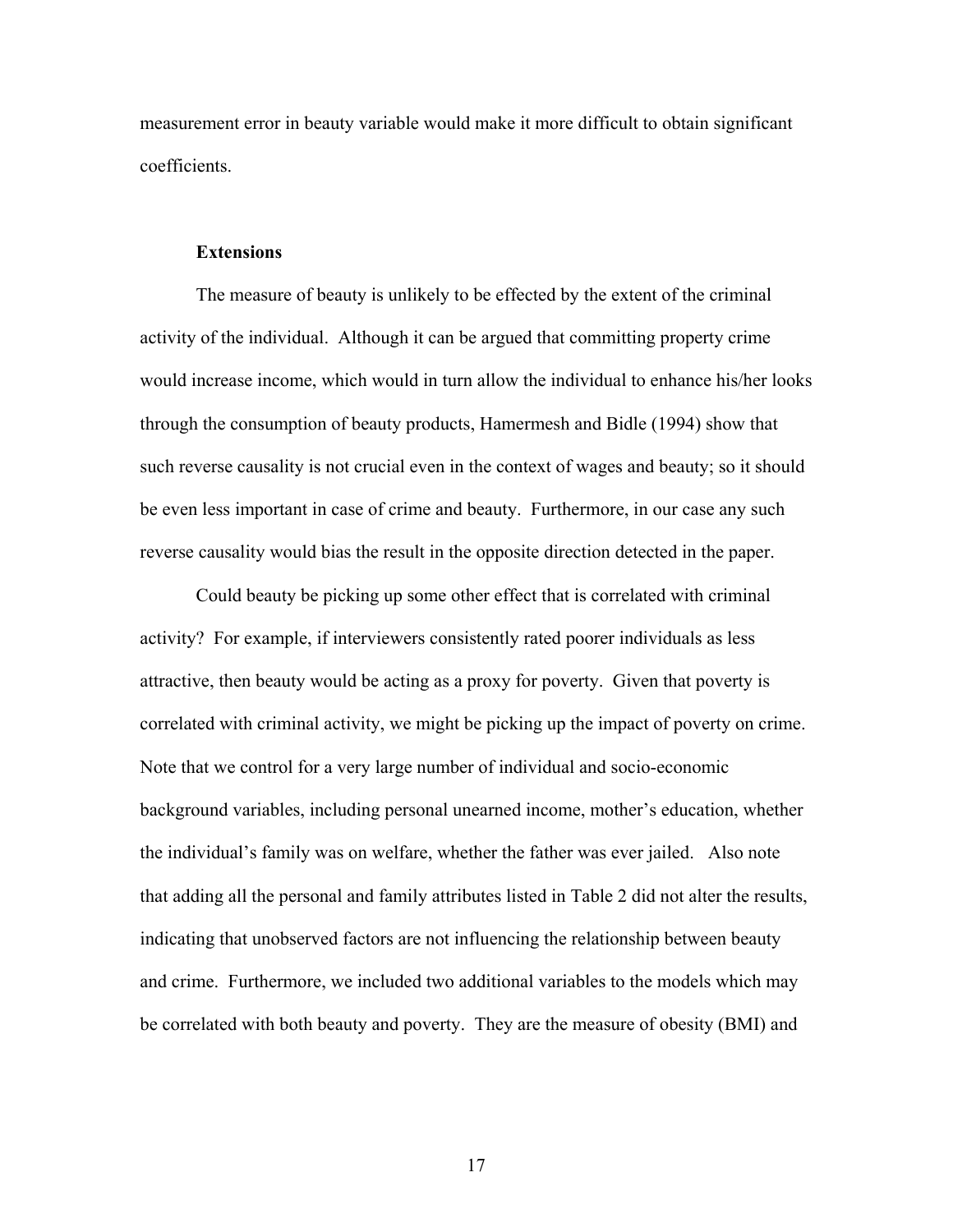measurement error in beauty variable would make it more difficult to obtain significant coefficients.

**Extensions**

The measure of beauty is unlikely to be effected by the extent of the criminal activity of the individual. Although it can be argued that committing property crime would increase income, which would in turn allow the individual to enhance his/her looks through the consumption of beauty products, Hamermesh and Bidle (1994) show that such reverse causality is not crucial even in the context of wages and beauty; so it should be even less important in case of crime and beauty. Furthermore, in our case any such reverse causality would bias the result in the opposite direction detected in the paper.

Could beauty be picking up some other effect that is correlated with criminal activity? For example, if interviewers consistently rated poorer individuals as less attractive, then beauty would be acting as a proxy for poverty. Given that poverty is correlated with criminal activity, we might be picking up the impact of poverty on crime. Note that we control for a very large number of individual and socio-economic background variables, including personal unearned income, mother's education, whether the individual's family was on welfare, whether the father was ever jailed. Also note that adding all the personal and family attributes listed in Table 2 did not alter the results, indicating that unobserved factors are not influencing the relationship between beauty and crime. Furthermore, we included two additional variables to the models which may be correlated with both beauty and poverty. They are the measure of obesity (BMI) and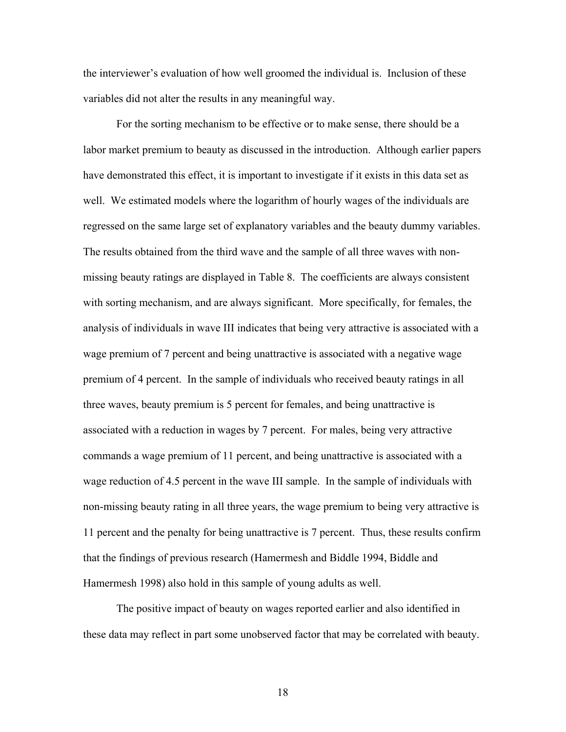the interviewer's evaluation of how well groomed the individual is. Inclusion of these variables did not alter the results in any meaningful way.

For the sorting mechanism to be effective or to make sense, there should be a labor market premium to beauty as discussed in the introduction. Although earlier papers have demonstrated this effect, it is important to investigate if it exists in this data set as well. We estimated models where the logarithm of hourly wages of the individuals are regressed on the same large set of explanatory variables and the beauty dummy variables. The results obtained from the third wave and the sample of all three waves with non-missing beauty ratings are displayed in Table 8. The coefficients are always consistent with sorting mechanism, and are always significant. More specifically, for females, the analysis of individuals in wave III indicates that being very attractive is associated with a wage premium of 7 percent and being unattractive is associated with a negative wage premium of 4 percent. In the sample of individuals who received beauty ratings in all three waves, beauty premium is 5 percent for females, and being unattractive is associated with a reduction in wages by 7 percent. For males, being very attractive commands a wage premium of 11 percent, and being unattractive is associated with a wage reduction of 4.5 percent in the wave III sample. In the sample of individuals with non-missing beauty rating in all three years, the wage premium to being very attractive is 11 percent and the penalty for being unattractive is 7 percent. Thus, these results confirm that the findings of previous research (Hamermesh and Biddle 1994, Biddle and Hamermesh 1998) also hold in this sample of young adults as well.

The positive impact of beauty on wages reported earlier and also identified in these data may reflect in part some unobserved factor that may be correlated with beauty.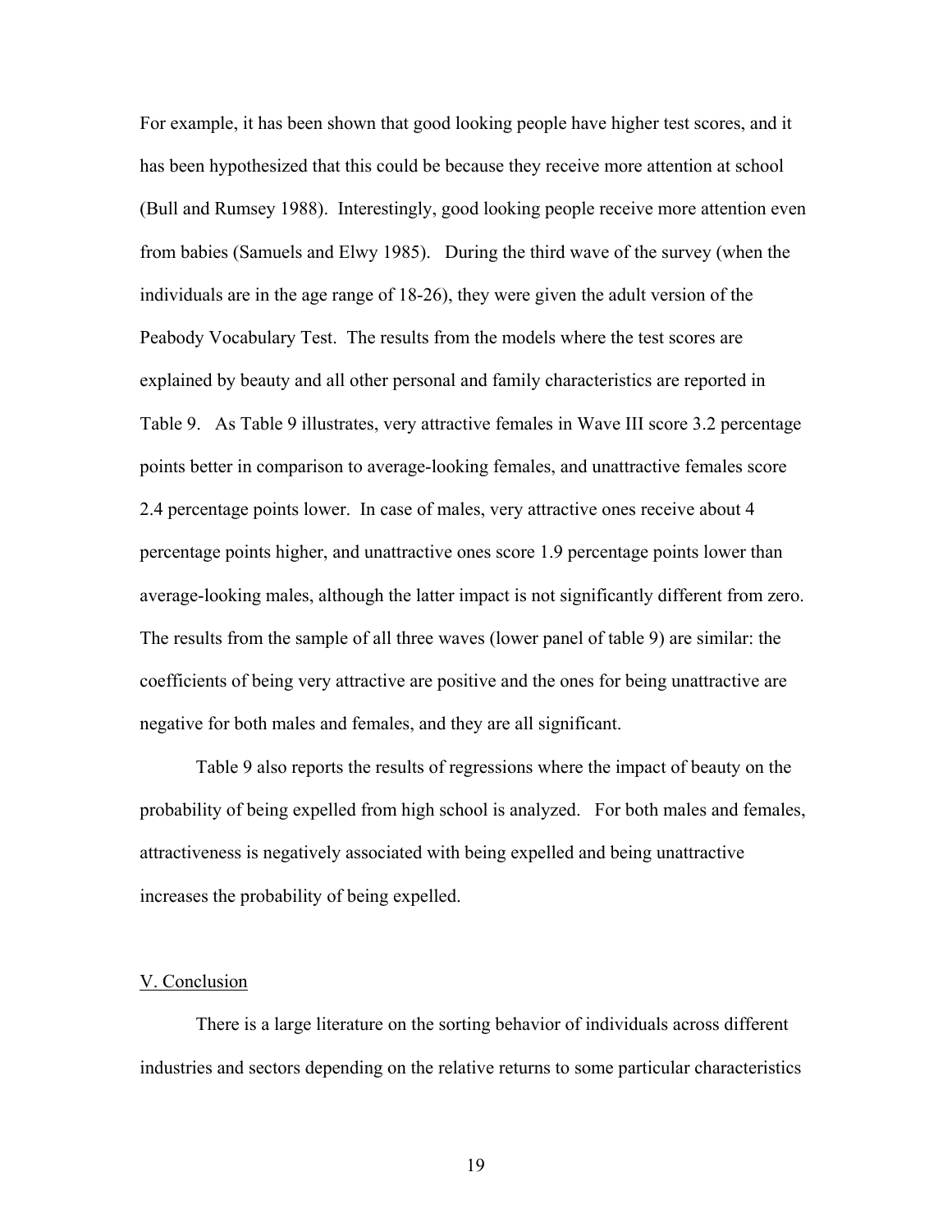For example, it has been shown that good looking people have higher test scores, and it has been hypothesized that this could be because they receive more attention at school (Bull and Rumsey 1988). Interestingly, good looking people receive more attention even from babies (Samuels and Elwy 1985). During the third wave of the survey (when the individuals are in the age range of 18-26), they were given the adult version of the Peabody Vocabulary Test. The results from the models where the test scores are explained by beauty and all other personal and family characteristics are reported in Table 9. As Table 9 illustrates, very attractive females in Wave III score 3.2 percentage points better in comparison to average-looking females, and unattractive females score 2.4 percentage points lower. In case of males, very attractive ones receive about 4 percentage points higher, and unattractive ones score 1.9 percentage points lower than average-looking males, although the latter impact is not significantly different from zero. The results from the sample of all three waves (lower panel of table 9) are similar: the coefficients of being very attractive are positive and the ones for being unattractive are negative for both males and females, and they are all significant.

Table 9 also reports the results of regressions where the impact of beauty on the probability of being expelled from high school is analyzed. For both males and females, attractiveness is negatively associated with being expelled and being unattractive increases the probability of being expelled.

## V. Conclusion

There is a large literature on the sorting behavior of individuals across different industries and sectors depending on the relative returns to some particular characteristics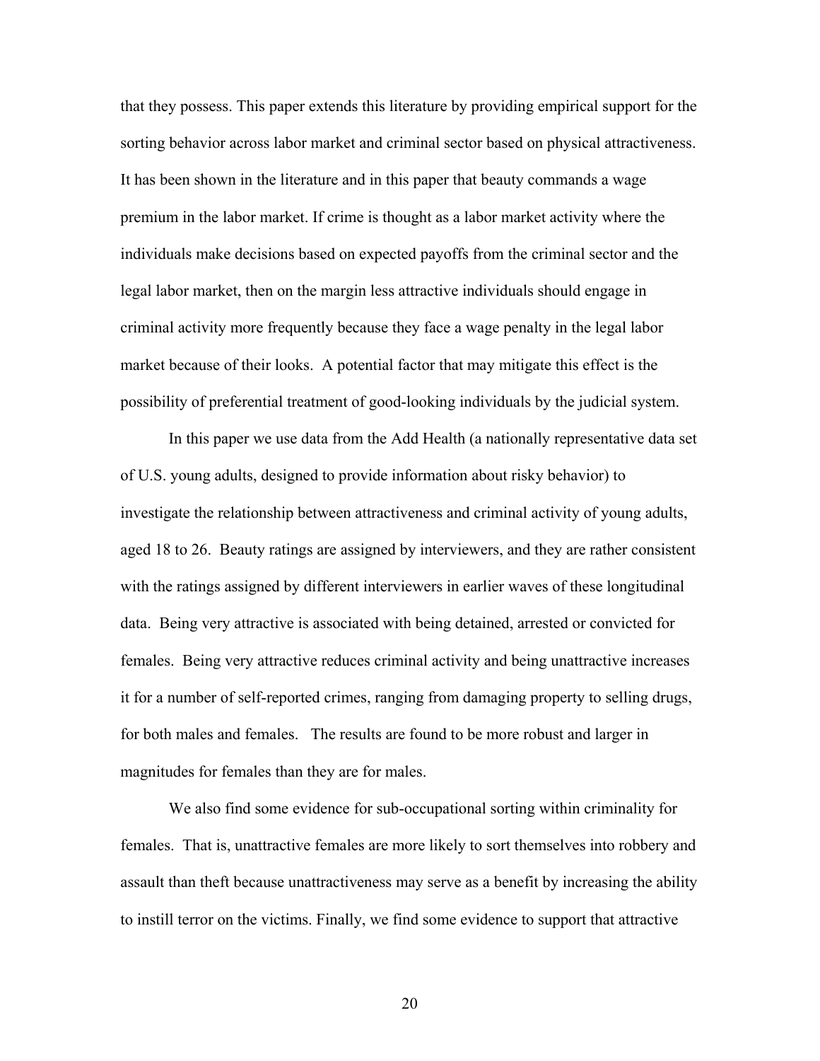that they possess. This paper extends this literature by providing empirical support for the sorting behavior across labor market and criminal sector based on physical attractiveness. It has been shown in the literature and in this paper that beauty commands a wage premium in the labor market. If crime is thought as a labor market activity where the individuals make decisions based on expected payoffs from the criminal sector and the legal labor market, then on the margin less attractive individuals should engage in criminal activity more frequently because they face a wage penalty in the legal labor market because of their looks. A potential factor that may mitigate this effect is the possibility of preferential treatment of good-looking individuals by the judicial system.

In this paper we use data from the Add Health (a nationally representative data set of U.S. young adults, designed to provide information about risky behavior) to investigate the relationship between attractiveness and criminal activity of young adults, aged 18 to 26. Beauty ratings are assigned by interviewers, and they are rather consistent with the ratings assigned by different interviewers in earlier waves of these longitudinal data. Being very attractive is associated with being detained, arrested or convicted for females. Being very attractive reduces criminal activity and being unattractive increases it for a number of self-reported crimes, ranging from damaging property to selling drugs, for both males and females. The results are found to be more robust and larger in magnitudes for females than they are for males.

We also find some evidence for sub-occupational sorting within criminality for females. That is, unattractive females are more likely to sort themselves into robbery and assault than theft because unattractiveness may serve as a benefit by increasing the ability to instill terror on the victims. Finally, we find some evidence to support that attractive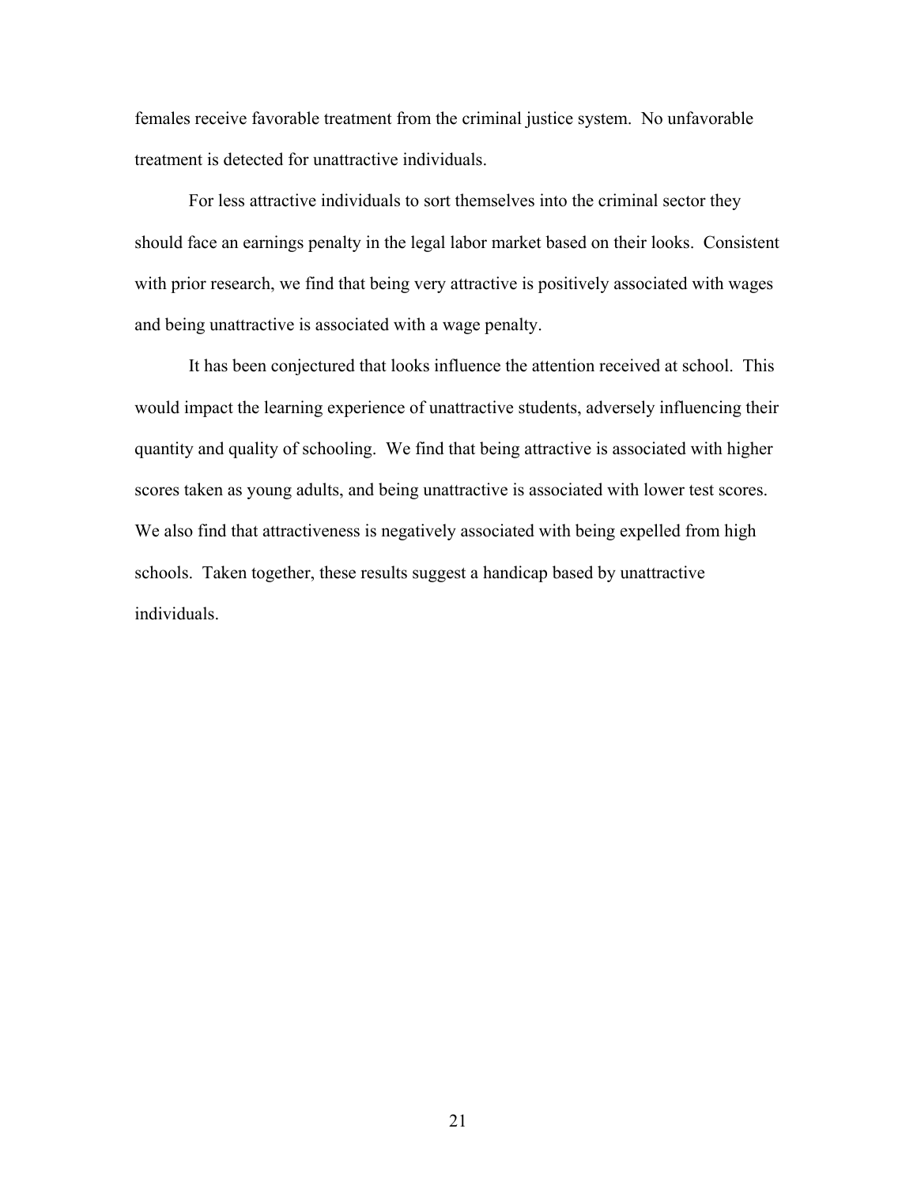females receive favorable treatment from the criminal justice system. No unfavorable treatment is detected for unattractive individuals.

For less attractive individuals to sort themselves into the criminal sector they should face an earnings penalty in the legal labor market based on their looks. Consistent with prior research, we find that being very attractive is positively associated with wages and being unattractive is associated with a wage penalty.

It has been conjectured that looks influence the attention received at school. This would impact the learning experience of unattractive students, adversely influencing their quantity and quality of schooling. We find that being attractive is associated with higher scores taken as young adults, and being unattractive is associated with lower test scores. We also find that attractiveness is negatively associated with being expelled from high schools. Taken together, these results suggest a handicap based by unattractive individuals.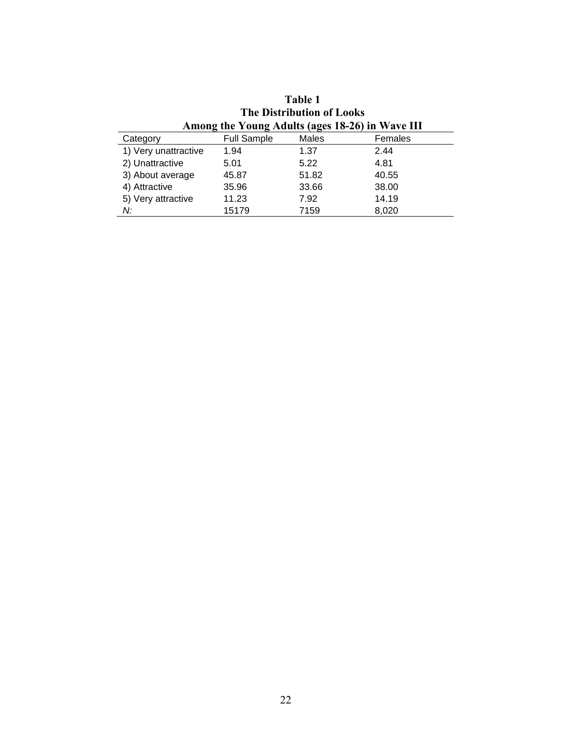**Table 1**
**The Distribution of Looks**
**Among the Young Adults (ages 18-26) in Wave III**

| Category | Full Sample | Males | Females |
|---|---|---|---|
| 1) Very unattractive | 1.94 | 1.37 | 2.44 |
| 2) Unattractive | 5.01 | 5.22 | 4.81 |
| 3) About average | 45.87 | 51.82 | 40.55 |
| 4) Attractive | 35.96 | 33.66 | 38.00 |
| 5) Very attractive | 11.23 | 7.92 | 14.19 |
| *N:* | 15179 | 7159 | 8,020 |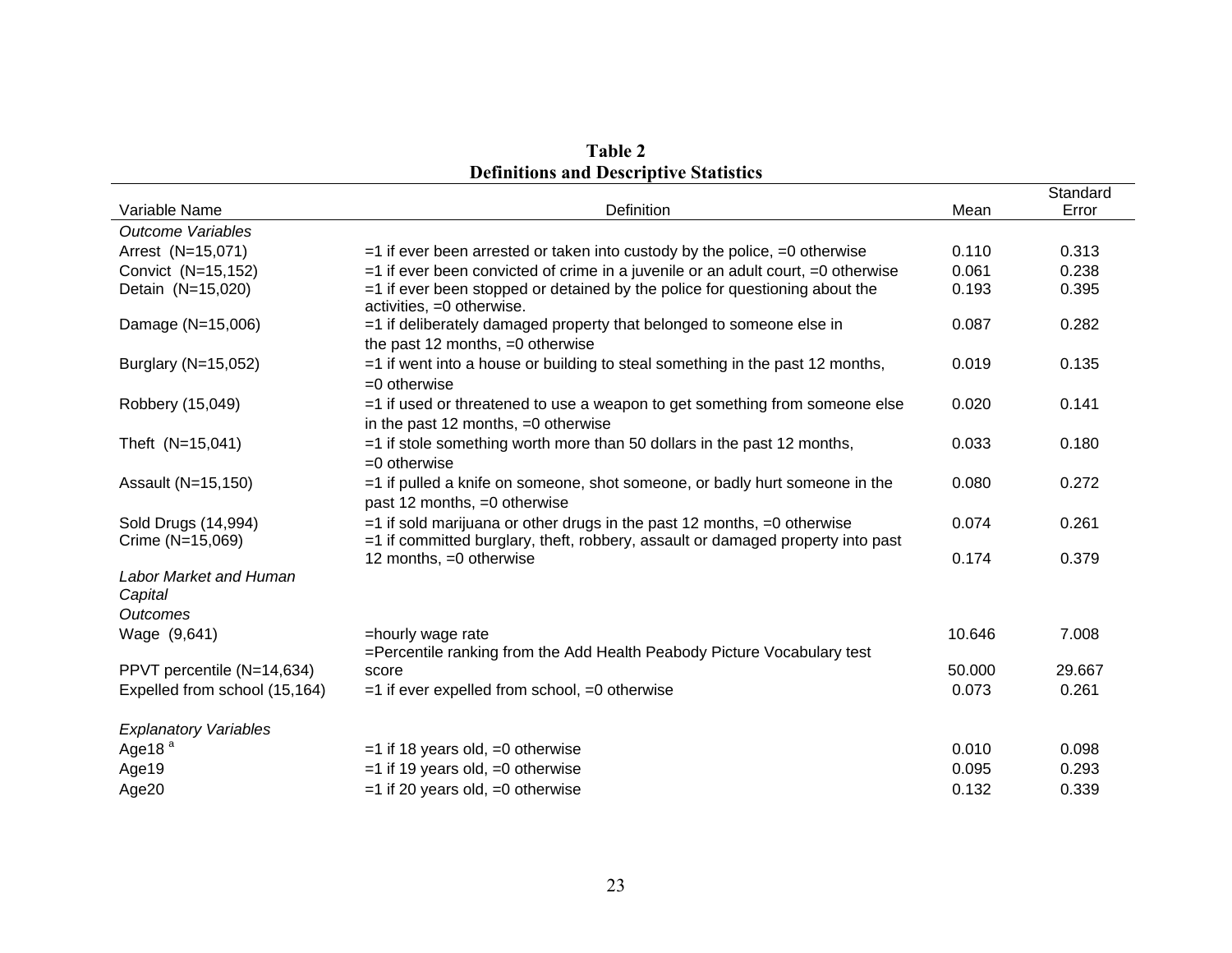**Table 2**
**Definitions and Descriptive Statistics**

| Variable Name | Definition | Mean | Standard Error |
|---|---|---|---|
| *Outcome Variables* | | | |
| Arrest (N=15,071) | =1 if ever been arrested or taken into custody by the police, =0 otherwise | 0.110 | 0.313 |
| Convict (N=15,152) | =1 if ever been convicted of crime in a juvenile or an adult court, =0 otherwise | 0.061 | 0.238 |
| Detain (N=15,020) | =1 if ever been stopped or detained by the police for questioning about the activities, =0 otherwise. | 0.193 | 0.395 |
| Damage (N=15,006) | =1 if deliberately damaged property that belonged to someone else in the past 12 months, =0 otherwise | 0.087 | 0.282 |
| Burglary (N=15,052) | =1 if went into a house or building to steal something in the past 12 months, =0 otherwise | 0.019 | 0.135 |
| Robbery (15,049) | =1 if used or threatened to use a weapon to get something from someone else in the past 12 months, =0 otherwise | 0.020 | 0.141 |
| Theft (N=15,041) | =1 if stole something worth more than 50 dollars in the past 12 months, =0 otherwise | 0.033 | 0.180 |
| Assault (N=15,150) | =1 if pulled a knife on someone, shot someone, or badly hurt someone in the past 12 months, =0 otherwise | 0.080 | 0.272 |
| Sold Drugs (14,994) | =1 if sold marijuana or other drugs in the past 12 months, =0 otherwise | 0.074 | 0.261 |
| Crime (N=15,069) | =1 if committed burglary, theft, robbery, assault or damaged property into past 12 months, =0 otherwise | 0.174 | 0.379 |
| *Labor Market and Human Capital Outcomes* | | | |
| Wage (9,641) | =hourly wage rate | 10.646 | 7.008 |
| PPVT percentile (N=14,634) | =Percentile ranking from the Add Health Peabody Picture Vocabulary test score | 50.000 | 29.667 |
| Expelled from school (15,164) | =1 if ever expelled from school, =0 otherwise | 0.073 | 0.261 |
| *Explanatory Variables* | | | |
| Age18 [a] | =1 if 18 years old, =0 otherwise | 0.010 | 0.098 |
| Age19 | =1 if 19 years old, =0 otherwise | 0.095 | 0.293 |
| Age20 | =1 if 20 years old, =0 otherwise | 0.132 | 0.339 |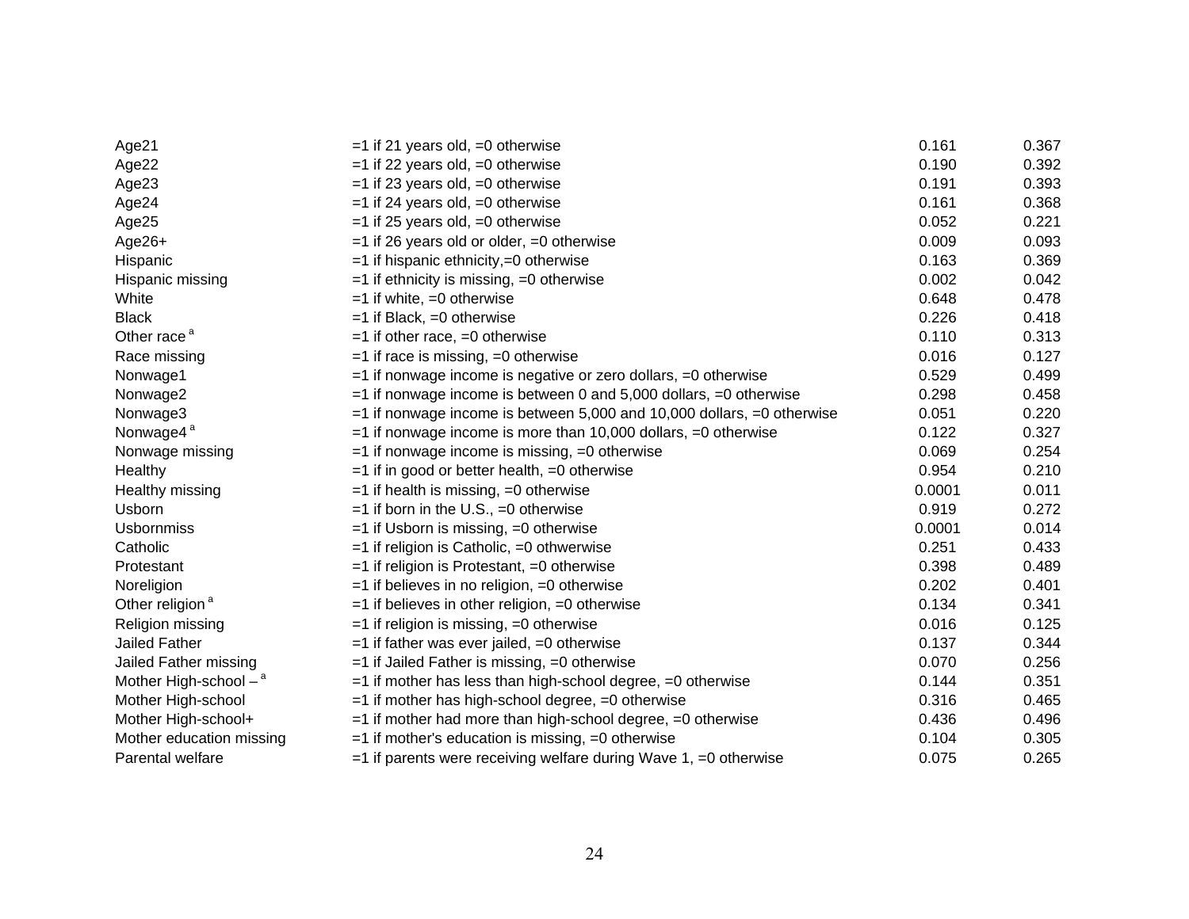| | | | |
|---|---|---|---|
| Age21 | =1 if 21 years old, =0 otherwise | 0.161 | 0.367 |
| Age22 | =1 if 22 years old, =0 otherwise | 0.190 | 0.392 |
| Age23 | =1 if 23 years old, =0 otherwise | 0.191 | 0.393 |
| Age24 | =1 if 24 years old, =0 otherwise | 0.161 | 0.368 |
| Age25 | =1 if 25 years old, =0 otherwise | 0.052 | 0.221 |
| Age26+ | =1 if 26 years old or older, =0 otherwise | 0.009 | 0.093 |
| Hispanic | =1 if hispanic ethnicity,=0 otherwise | 0.163 | 0.369 |
| Hispanic missing | =1 if ethnicity is missing, =0 otherwise | 0.002 | 0.042 |
| White | =1 if white, =0 otherwise | 0.648 | 0.478 |
| Black | =1 if Black, =0 otherwise | 0.226 | 0.418 |
| Other race [a] | =1 if other race, =0 otherwise | 0.110 | 0.313 |
| Race missing | =1 if race is missing, =0 otherwise | 0.016 | 0.127 |
| Nonwage1 | =1 if nonwage income is negative or zero dollars, =0 otherwise | 0.529 | 0.499 |
| Nonwage2 | =1 if nonwage income is between 0 and 5,000 dollars, =0 otherwise | 0.298 | 0.458 |
| Nonwage3 | =1 if nonwage income is between 5,000 and 10,000 dollars, =0 otherwise | 0.051 | 0.220 |
| Nonwage4 [a] | =1 if nonwage income is more than 10,000 dollars, =0 otherwise | 0.122 | 0.327 |
| Nonwage missing | =1 if nonwage income is missing, =0 otherwise | 0.069 | 0.254 |
| Healthy | =1 if in good or better health, =0 otherwise | 0.954 | 0.210 |
| Healthy missing | =1 if health is missing, =0 otherwise | 0.0001 | 0.011 |
| Usborn | =1 if born in the U.S., =0 otherwise | 0.919 | 0.272 |
| Usbornmiss | =1 if Usborn is missing, =0 otherwise | 0.0001 | 0.014 |
| Catholic | =1 if religion is Catholic, =0 othwerwise | 0.251 | 0.433 |
| Protestant | =1 if religion is Protestant, =0 otherwise | 0.398 | 0.489 |
| Noreligion | =1 if believes in no religion, =0 otherwise | 0.202 | 0.401 |
| Other religion [a] | =1 if believes in other religion, =0 otherwise | 0.134 | 0.341 |
| Religion missing | =1 if religion is missing, =0 otherwise | 0.016 | 0.125 |
| Jailed Father | =1 if father was ever jailed, =0 otherwise | 0.137 | 0.344 |
| Jailed Father missing | =1 if Jailed Father is missing, =0 otherwise | 0.070 | 0.256 |
| Mother High-school – [a] | =1 if mother has less than high-school degree, =0 otherwise | 0.144 | 0.351 |
| Mother High-school | =1 if mother has high-school degree, =0 otherwise | 0.316 | 0.465 |
| Mother High-school+ | =1 if mother had more than high-school degree, =0 otherwise | 0.436 | 0.496 |
| Mother education missing | =1 if mother's education is missing, =0 otherwise | 0.104 | 0.305 |
| Parental welfare | =1 if parents were receiving welfare during Wave 1, =0 otherwise | 0.075 | 0.265 |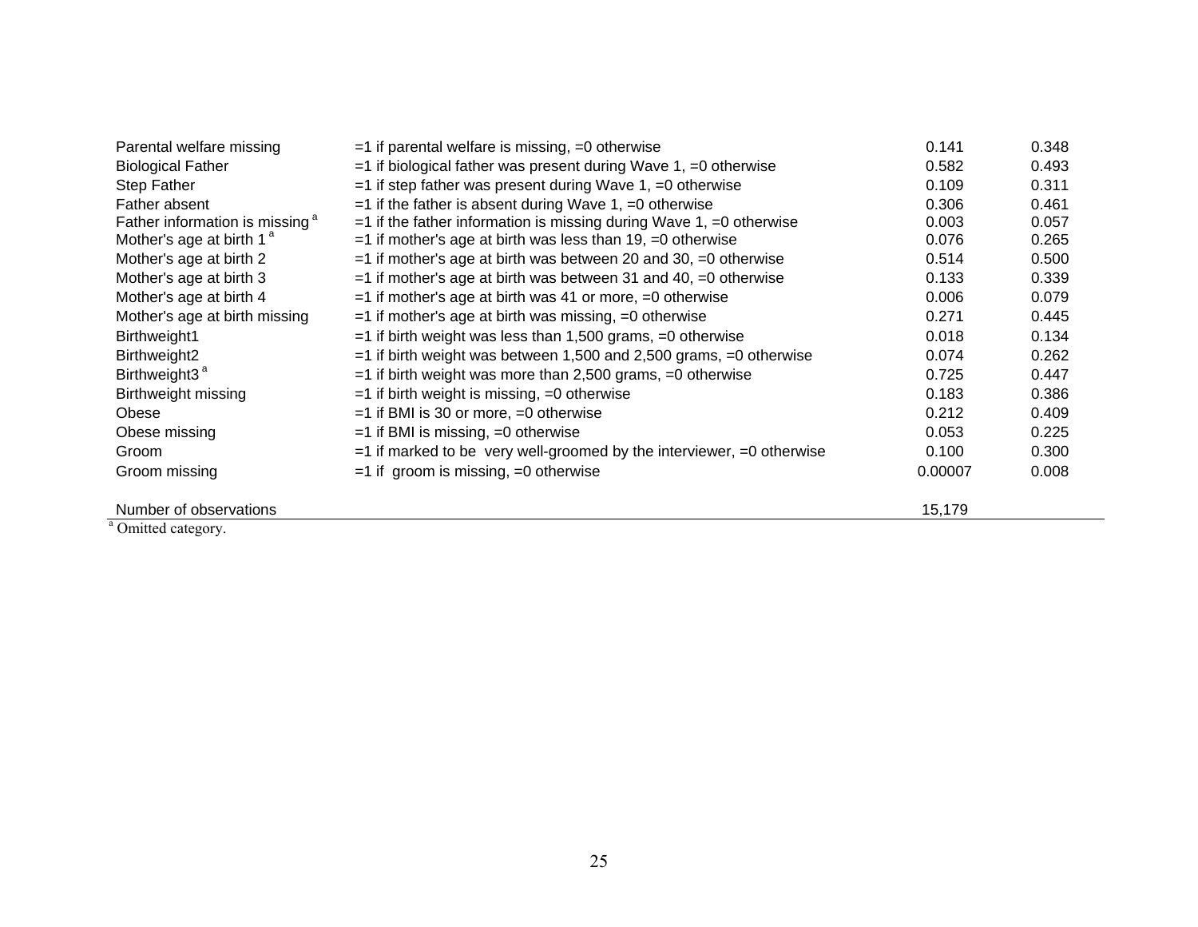| | | | |
|---|---|---|---|
| Parental welfare missing | =1 if parental welfare is missing, =0 otherwise | 0.141 | 0.348 |
| Biological Father | =1 if biological father was present during Wave 1, =0 otherwise | 0.582 | 0.493 |
| Step Father | =1 if step father was present during Wave 1, =0 otherwise | 0.109 | 0.311 |
| Father absent | =1 if the father is absent during Wave 1, =0 otherwise | 0.306 | 0.461 |
| Father information is missing [a] | =1 if the father information is missing during Wave 1, =0 otherwise | 0.003 | 0.057 |
| Mother's age at birth 1 [a] | =1 if mother's age at birth was less than 19, =0 otherwise | 0.076 | 0.265 |
| Mother's age at birth 2 | =1 if mother's age at birth was between 20 and 30, =0 otherwise | 0.514 | 0.500 |
| Mother's age at birth 3 | =1 if mother's age at birth was between 31 and 40, =0 otherwise | 0.133 | 0.339 |
| Mother's age at birth 4 | =1 if mother's age at birth was 41 or more, =0 otherwise | 0.006 | 0.079 |
| Mother's age at birth missing | =1 if mother's age at birth was missing, =0 otherwise | 0.271 | 0.445 |
| Birthweight1 | =1 if birth weight was less than 1,500 grams, =0 otherwise | 0.018 | 0.134 |
| Birthweight2 | =1 if birth weight was between 1,500 and 2,500 grams, =0 otherwise | 0.074 | 0.262 |
| Birthweight3 [a] | =1 if birth weight was more than 2,500 grams, =0 otherwise | 0.725 | 0.447 |
| Birthweight missing | =1 if birth weight is missing, =0 otherwise | 0.183 | 0.386 |
| Obese | =1 if BMI is 30 or more, =0 otherwise | 0.212 | 0.409 |
| Obese missing | =1 if BMI is missing, =0 otherwise | 0.053 | 0.225 |
| Groom | =1 if marked to be very well-groomed by the interviewer, =0 otherwise | 0.100 | 0.300 |
| Groom missing | =1 if groom is missing, =0 otherwise | 0.00007 | 0.008 |
| | | | |
| Number of observations | | 15,179 | |

[a] Omitted category.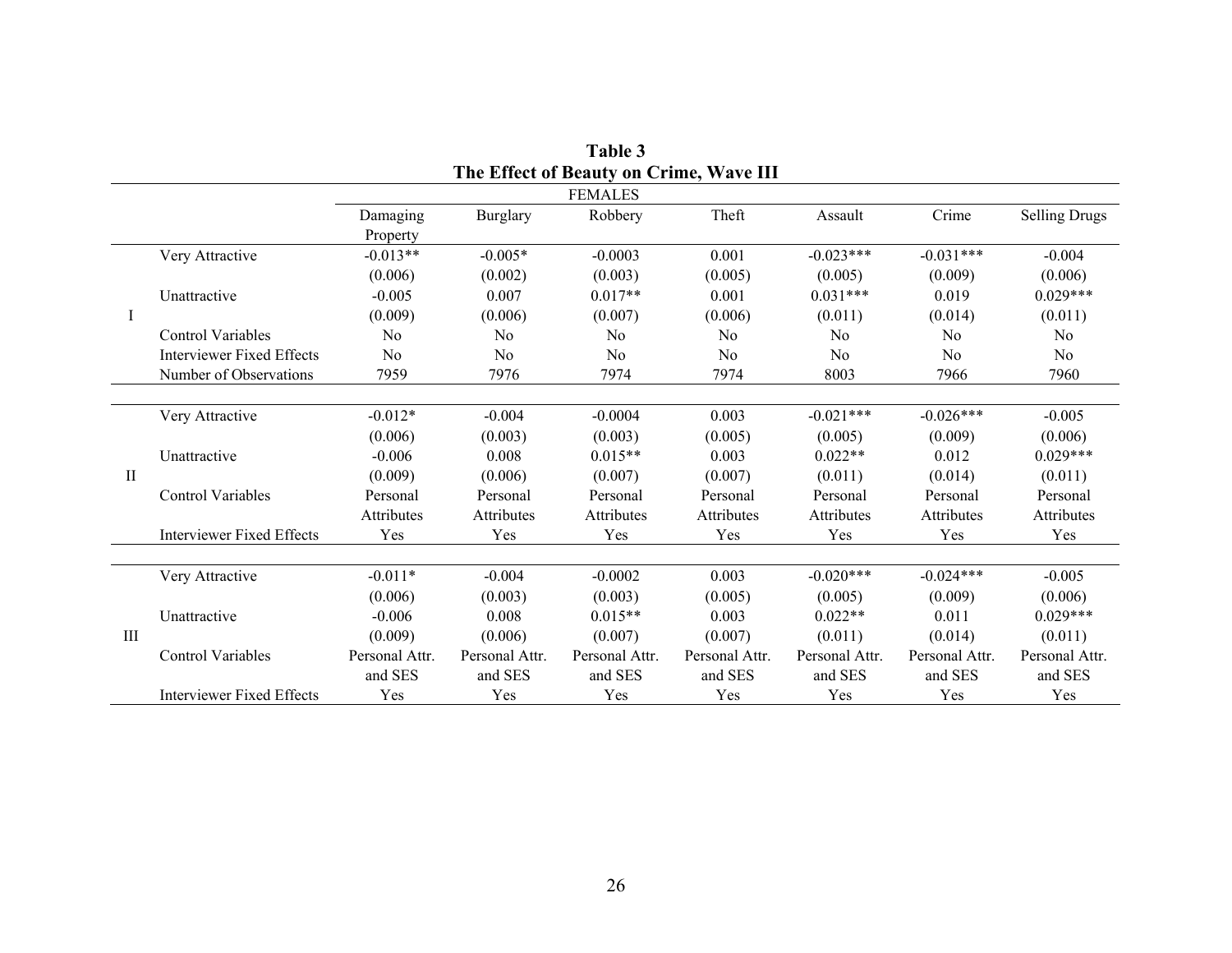**Table 3**
**The Effect of Beauty on Crime, Wave III**

| | | FEMALES | | | | | | |
|---|---|---|---|---|---|---|---|---|
| | | Damaging Property | Burglary | Robbery | Theft | Assault | Crime | Selling Drugs |
| I | Very Attractive | -0.013** | -0.005* | -0.0003 | 0.001 | -0.023*** | -0.031*** | -0.004 |
| | | (0.006) | (0.002) | (0.003) | (0.005) | (0.005) | (0.009) | (0.006) |
| | Unattractive | -0.005 | 0.007 | 0.017** | 0.001 | 0.031*** | 0.019 | 0.029*** |
| | | (0.009) | (0.006) | (0.007) | (0.006) | (0.011) | (0.014) | (0.011) |
| | Control Variables | No | No | No | No | No | No | No |
| | Interviewer Fixed Effects | No | No | No | No | No | No | No |
| | Number of Observations | 7959 | 7976 | 7974 | 7974 | 8003 | 7966 | 7960 |
| II | Very Attractive | -0.012* | -0.004 | -0.0004 | 0.003 | -0.021*** | -0.026*** | -0.005 |
| | | (0.006) | (0.003) | (0.003) | (0.005) | (0.005) | (0.009) | (0.006) |
| | Unattractive | -0.006 | 0.008 | 0.015** | 0.003 | 0.022** | 0.012 | 0.029*** |
| | | (0.009) | (0.006) | (0.007) | (0.007) | (0.011) | (0.014) | (0.011) |
| | Control Variables | Personal Attributes | Personal Attributes | Personal Attributes | Personal Attributes | Personal Attributes | Personal Attributes | Personal Attributes |
| | Interviewer Fixed Effects | Yes | Yes | Yes | Yes | Yes | Yes | Yes |
| III | Very Attractive | -0.011* | -0.004 | -0.0002 | 0.003 | -0.020*** | -0.024*** | -0.005 |
| | | (0.006) | (0.003) | (0.003) | (0.005) | (0.005) | (0.009) | (0.006) |
| | Unattractive | -0.006 | 0.008 | 0.015** | 0.003 | 0.022** | 0.011 | 0.029*** |
| | | (0.009) | (0.006) | (0.007) | (0.007) | (0.011) | (0.014) | (0.011) |
| | Control Variables | Personal Attr. and SES | Personal Attr. and SES | Personal Attr. and SES | Personal Attr. and SES | Personal Attr. and SES | Personal Attr. and SES | Personal Attr. and SES |
| | Interviewer Fixed Effects | Yes | Yes | Yes | Yes | Yes | Yes | Yes |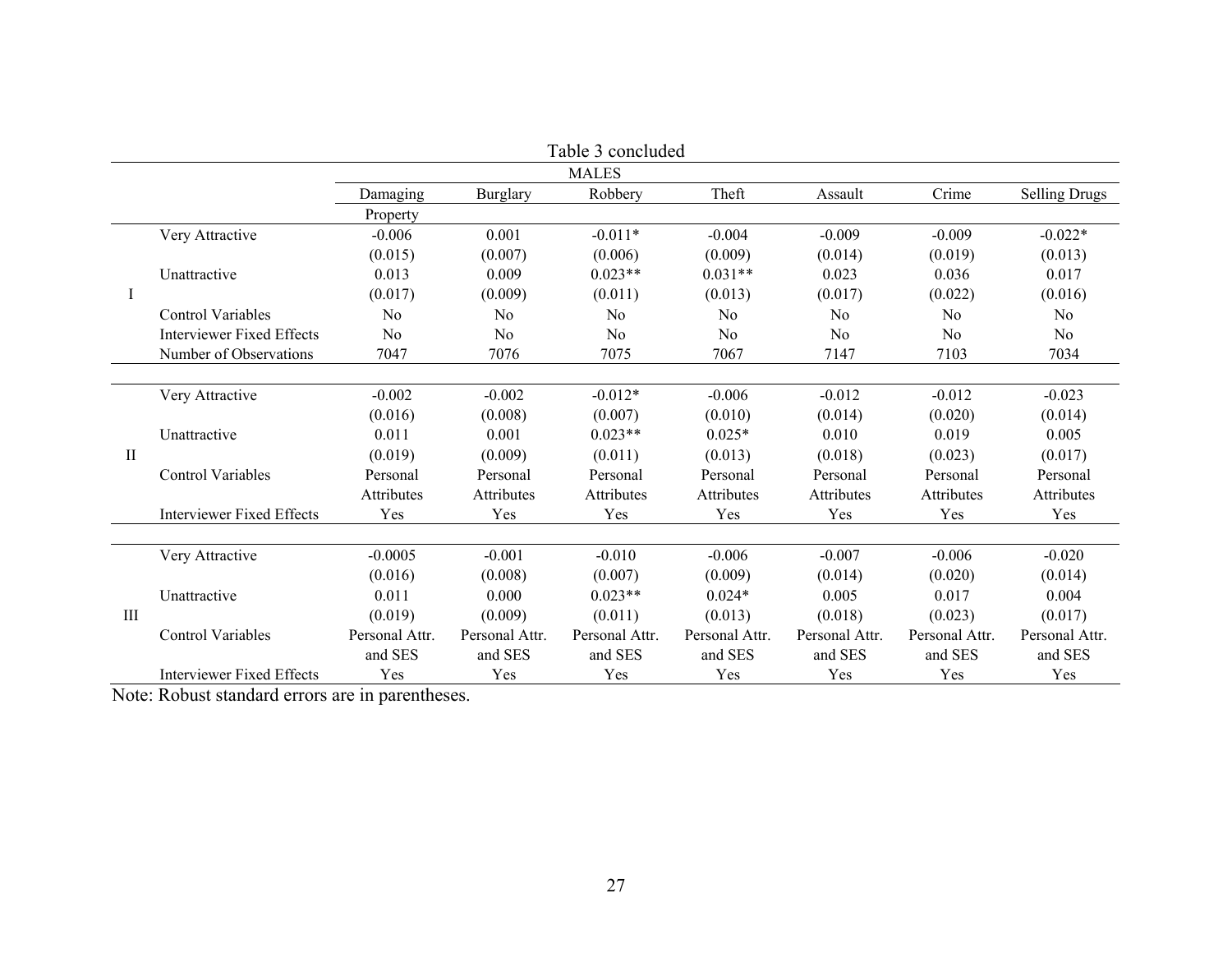Table 3 concluded

| | | MALES | | | | | | |
|---|---|---|---|---|---|---|---|---|
| | | Damaging Property | Burglary | Robbery | Theft | Assault | Crime | Selling Drugs |
| I | Very Attractive | -0.006 | 0.001 | -0.011* | -0.004 | -0.009 | -0.009 | -0.022* |
| | | (0.015) | (0.007) | (0.006) | (0.009) | (0.014) | (0.019) | (0.013) |
| | Unattractive | 0.013 | 0.009 | 0.023** | 0.031** | 0.023 | 0.036 | 0.017 |
| | | (0.017) | (0.009) | (0.011) | (0.013) | (0.017) | (0.022) | (0.016) |
| | Control Variables | No | No | No | No | No | No | No |
| | Interviewer Fixed Effects | No | No | No | No | No | No | No |
| | Number of Observations | 7047 | 7076 | 7075 | 7067 | 7147 | 7103 | 7034 |
| II | Very Attractive | -0.002 | -0.002 | -0.012* | -0.006 | -0.012 | -0.012 | -0.023 |
| | | (0.016) | (0.008) | (0.007) | (0.010) | (0.014) | (0.020) | (0.014) |
| | Unattractive | 0.011 | 0.001 | 0.023** | 0.025* | 0.010 | 0.019 | 0.005 |
| | | (0.019) | (0.009) | (0.011) | (0.013) | (0.018) | (0.023) | (0.017) |
| | Control Variables | Personal Attributes | Personal Attributes | Personal Attributes | Personal Attributes | Personal Attributes | Personal Attributes | Personal Attributes |
| | Interviewer Fixed Effects | Yes | Yes | Yes | Yes | Yes | Yes | Yes |
| III | Very Attractive | -0.0005 | -0.001 | -0.010 | -0.006 | -0.007 | -0.006 | -0.020 |
| | | (0.016) | (0.008) | (0.007) | (0.009) | (0.014) | (0.020) | (0.014) |
| | Unattractive | 0.011 | 0.000 | 0.023** | 0.024* | 0.005 | 0.017 | 0.004 |
| | | (0.019) | (0.009) | (0.011) | (0.013) | (0.018) | (0.023) | (0.017) |
| | Control Variables | Personal Attr. and SES | Personal Attr. and SES | Personal Attr. and SES | Personal Attr. and SES | Personal Attr. and SES | Personal Attr. and SES | Personal Attr. and SES |
| | Interviewer Fixed Effects | Yes | Yes | Yes | Yes | Yes | Yes | Yes |

Note: Robust standard errors are in parentheses.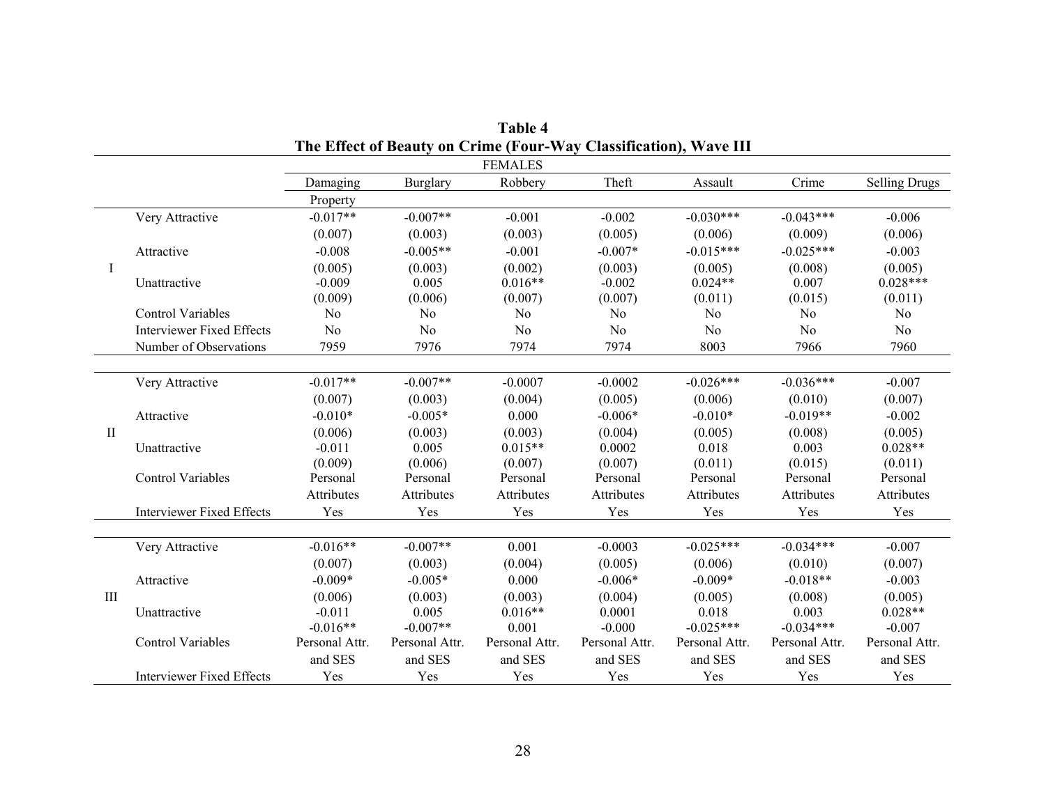**Table 4**
**The Effect of Beauty on Crime (Four-Way Classification), Wave III**

| | | FEMALES | | | | | | |
|---|---|---|---|---|---|---|---|---|
| | | Damaging Property | Burglary | Robbery | Theft | Assault | Crime | Selling Drugs |
| I | Very Attractive | -0.017** | -0.007** | -0.001 | -0.002 | -0.030*** | -0.043*** | -0.006 |
| | | (0.007) | (0.003) | (0.003) | (0.005) | (0.006) | (0.009) | (0.006) |
| | Attractive | -0.008 | -0.005** | -0.001 | -0.007* | -0.015*** | -0.025*** | -0.003 |
| | | (0.005) | (0.003) | (0.002) | (0.003) | (0.005) | (0.008) | (0.005) |
| | Unattractive | -0.009 | 0.005 | 0.016** | -0.002 | 0.024** | 0.007 | 0.028*** |
| | | (0.009) | (0.006) | (0.007) | (0.007) | (0.011) | (0.015) | (0.011) |
| | Control Variables | No | No | No | No | No | No | No |
| | Interviewer Fixed Effects | No | No | No | No | No | No | No |
| | Number of Observations | 7959 | 7976 | 7974 | 7974 | 8003 | 7966 | 7960 |
| II | Very Attractive | -0.017** | -0.007** | -0.0007 | -0.0002 | -0.026*** | -0.036*** | -0.007 |
| | | (0.007) | (0.003) | (0.004) | (0.005) | (0.006) | (0.010) | (0.007) |
| | Attractive | -0.010* | -0.005* | 0.000 | -0.006* | -0.010* | -0.019** | -0.002 |
| | | (0.006) | (0.003) | (0.003) | (0.004) | (0.005) | (0.008) | (0.005) |
| | Unattractive | -0.011 | 0.005 | 0.015** | 0.0002 | 0.018 | 0.003 | 0.028** |
| | | (0.009) | (0.006) | (0.007) | (0.007) | (0.011) | (0.015) | (0.011) |
| | Control Variables | Personal Attributes | Personal Attributes | Personal Attributes | Personal Attributes | Personal Attributes | Personal Attributes | Personal Attributes |
| | Interviewer Fixed Effects | Yes | Yes | Yes | Yes | Yes | Yes | Yes |
| III | Very Attractive | -0.016** | -0.007** | 0.001 | -0.0003 | -0.025*** | -0.034*** | -0.007 |
| | | (0.007) | (0.003) | (0.004) | (0.005) | (0.006) | (0.010) | (0.007) |
| | Attractive | -0.009* | -0.005* | 0.000 | -0.006* | -0.009* | -0.018** | -0.003 |
| | | (0.006) | (0.003) | (0.003) | (0.004) | (0.005) | (0.008) | (0.005) |
| | Unattractive | -0.011 | 0.005 | 0.016** | 0.0001 | 0.018 | 0.003 | 0.028** |
| | | -0.016** | -0.007** | 0.001 | -0.000 | -0.025*** | -0.034*** | -0.007 |
| | Control Variables | Personal Attr. and SES | Personal Attr. and SES | Personal Attr. and SES | Personal Attr. and SES | Personal Attr. and SES | Personal Attr. and SES | Personal Attr. and SES |
| | Interviewer Fixed Effects | Yes | Yes | Yes | Yes | Yes | Yes | Yes |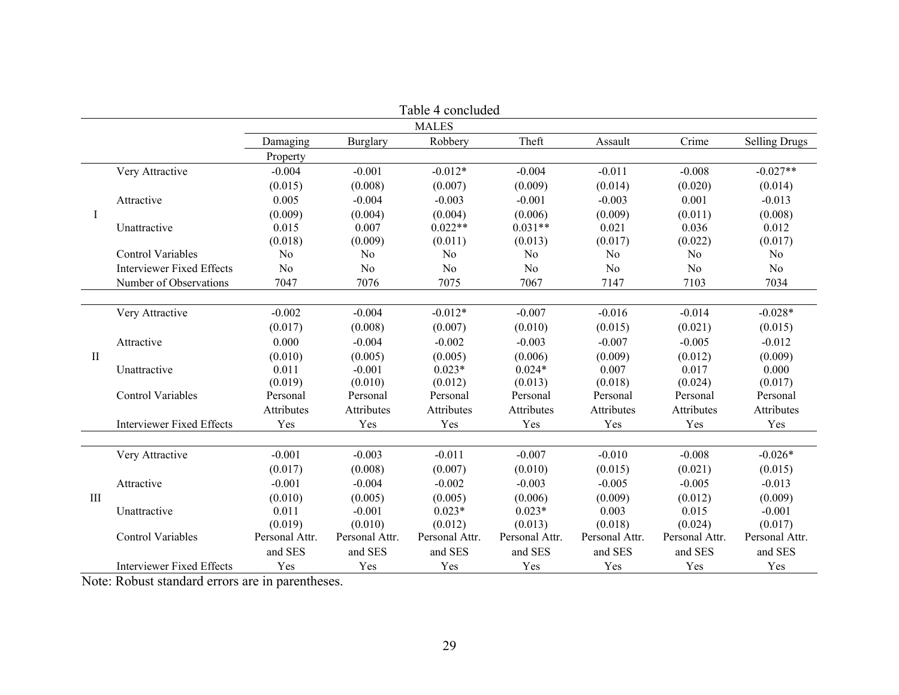Table 4 concluded

| | | MALES | | | | | | |
|---|---|---|---|---|---|---|---|---|
| | | Damaging Property | Burglary | Robbery | Theft | Assault | Crime | Selling Drugs |
| I | Very Attractive | -0.004 | -0.001 | -0.012* | -0.004 | -0.011 | -0.008 | -0.027** |
| | | (0.015) | (0.008) | (0.007) | (0.009) | (0.014) | (0.020) | (0.014) |
| | Attractive | 0.005 | -0.004 | -0.003 | -0.001 | -0.003 | 0.001 | -0.013 |
| | | (0.009) | (0.004) | (0.004) | (0.006) | (0.009) | (0.011) | (0.008) |
| | Unattractive | 0.015 | 0.007 | 0.022** | 0.031** | 0.021 | 0.036 | 0.012 |
| | | (0.018) | (0.009) | (0.011) | (0.013) | (0.017) | (0.022) | (0.017) |
| | Control Variables | No | No | No | No | No | No | No |
| | Interviewer Fixed Effects | No | No | No | No | No | No | No |
| | Number of Observations | 7047 | 7076 | 7075 | 7067 | 7147 | 7103 | 7034 |
| II | Very Attractive | -0.002 | -0.004 | -0.012* | -0.007 | -0.016 | -0.014 | -0.028* |
| | | (0.017) | (0.008) | (0.007) | (0.010) | (0.015) | (0.021) | (0.015) |
| | Attractive | 0.000 | -0.004 | -0.002 | -0.003 | -0.007 | -0.005 | -0.012 |
| | | (0.010) | (0.005) | (0.005) | (0.006) | (0.009) | (0.012) | (0.009) |
| | Unattractive | 0.011 | -0.001 | 0.023* | 0.024* | 0.007 | 0.017 | 0.000 |
| | | (0.019) | (0.010) | (0.012) | (0.013) | (0.018) | (0.024) | (0.017) |
| | Control Variables | Personal Attributes | Personal Attributes | Personal Attributes | Personal Attributes | Personal Attributes | Personal Attributes | Personal Attributes |
| | Interviewer Fixed Effects | Yes | Yes | Yes | Yes | Yes | Yes | Yes |
| III | Very Attractive | -0.001 | -0.003 | -0.011 | -0.007 | -0.010 | -0.008 | -0.026* |
| | | (0.017) | (0.008) | (0.007) | (0.010) | (0.015) | (0.021) | (0.015) |
| | Attractive | -0.001 | -0.004 | -0.002 | -0.003 | -0.005 | -0.005 | -0.013 |
| | | (0.010) | (0.005) | (0.005) | (0.006) | (0.009) | (0.012) | (0.009) |
| | Unattractive | 0.011 | -0.001 | 0.023* | 0.023* | 0.003 | 0.015 | -0.001 |
| | | (0.019) | (0.010) | (0.012) | (0.013) | (0.018) | (0.024) | (0.017) |
| | Control Variables | Personal Attr. and SES | Personal Attr. and SES | Personal Attr. and SES | Personal Attr. and SES | Personal Attr. and SES | Personal Attr. and SES | Personal Attr. and SES |
| | Interviewer Fixed Effects | Yes | Yes | Yes | Yes | Yes | Yes | Yes |

Note: Robust standard errors are in parentheses.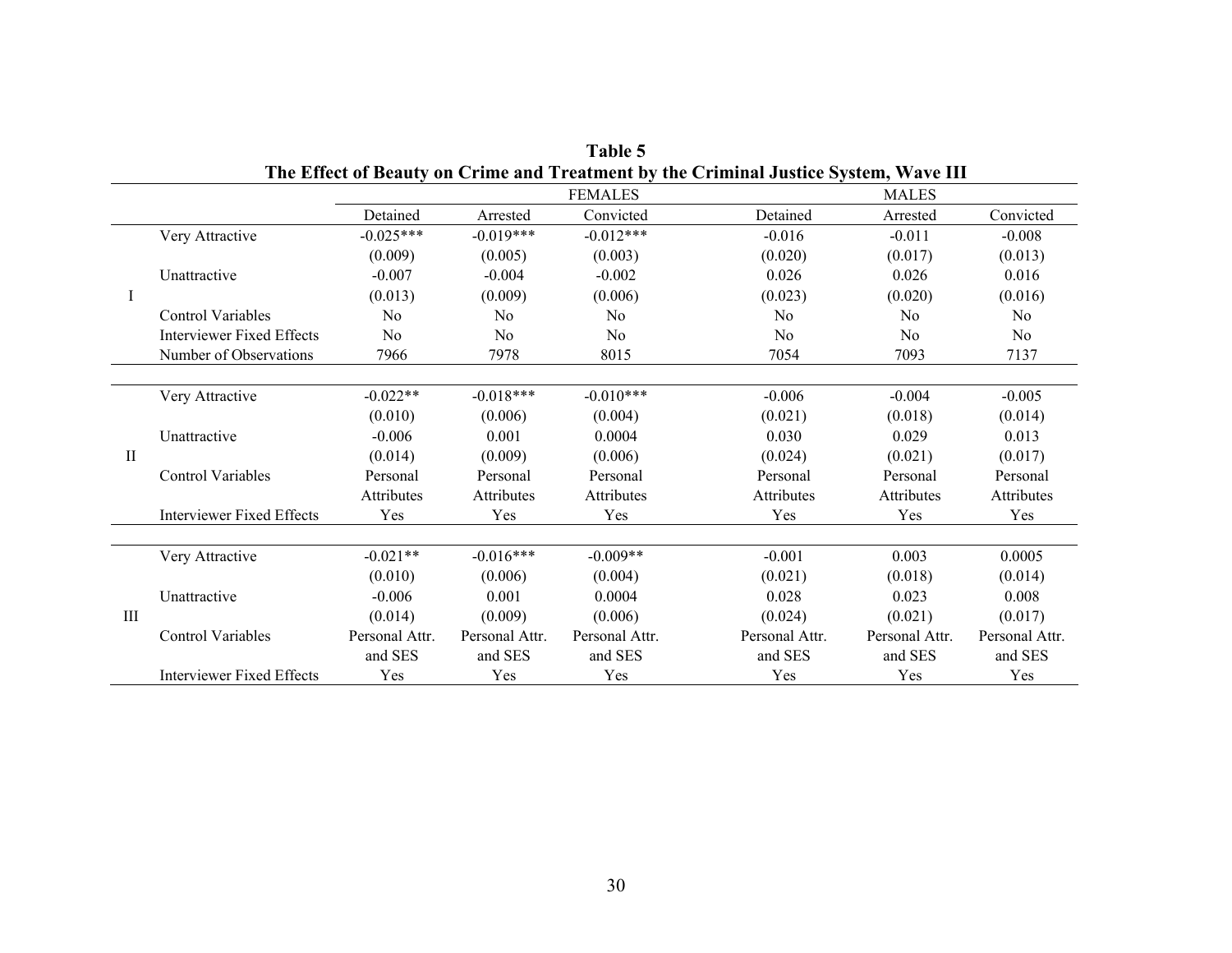**Table 5**
**The Effect of Beauty on Crime and Treatment by the Criminal Justice System, Wave III**

| | | FEMALES | | | MALES | | |
|---|---|---|---|---|---|---|---|
| | | Detained | Arrested | Convicted | Detained | Arrested | Convicted |
| I | Very Attractive | -0.025*** | -0.019*** | -0.012*** | -0.016 | -0.011 | -0.008 |
| | | (0.009) | (0.005) | (0.003) | (0.020) | (0.017) | (0.013) |
| | Unattractive | -0.007 | -0.004 | -0.002 | 0.026 | 0.026 | 0.016 |
| | | (0.013) | (0.009) | (0.006) | (0.023) | (0.020) | (0.016) |
| | Control Variables | No | No | No | No | No | No |
| | Interviewer Fixed Effects | No | No | No | No | No | No |
| | Number of Observations | 7966 | 7978 | 8015 | 7054 | 7093 | 7137 |
| II | Very Attractive | -0.022** | -0.018*** | -0.010*** | -0.006 | -0.004 | -0.005 |
| | | (0.010) | (0.006) | (0.004) | (0.021) | (0.018) | (0.014) |
| | Unattractive | -0.006 | 0.001 | 0.0004 | 0.030 | 0.029 | 0.013 |
| | | (0.014) | (0.009) | (0.006) | (0.024) | (0.021) | (0.017) |
| | Control Variables | Personal Attributes | Personal Attributes | Personal Attributes | Personal Attributes | Personal Attributes | Personal Attributes |
| | Interviewer Fixed Effects | Yes | Yes | Yes | Yes | Yes | Yes |
| III | Very Attractive | -0.021** | -0.016*** | -0.009** | -0.001 | 0.003 | 0.0005 |
| | | (0.010) | (0.006) | (0.004) | (0.021) | (0.018) | (0.014) |
| | Unattractive | -0.006 | 0.001 | 0.0004 | 0.028 | 0.023 | 0.008 |
| | | (0.014) | (0.009) | (0.006) | (0.024) | (0.021) | (0.017) |
| | Control Variables | Personal Attr. and SES | Personal Attr. and SES | Personal Attr. and SES | Personal Attr. and SES | Personal Attr. and SES | Personal Attr. and SES |
| | Interviewer Fixed Effects | Yes | Yes | Yes | Yes | Yes | Yes |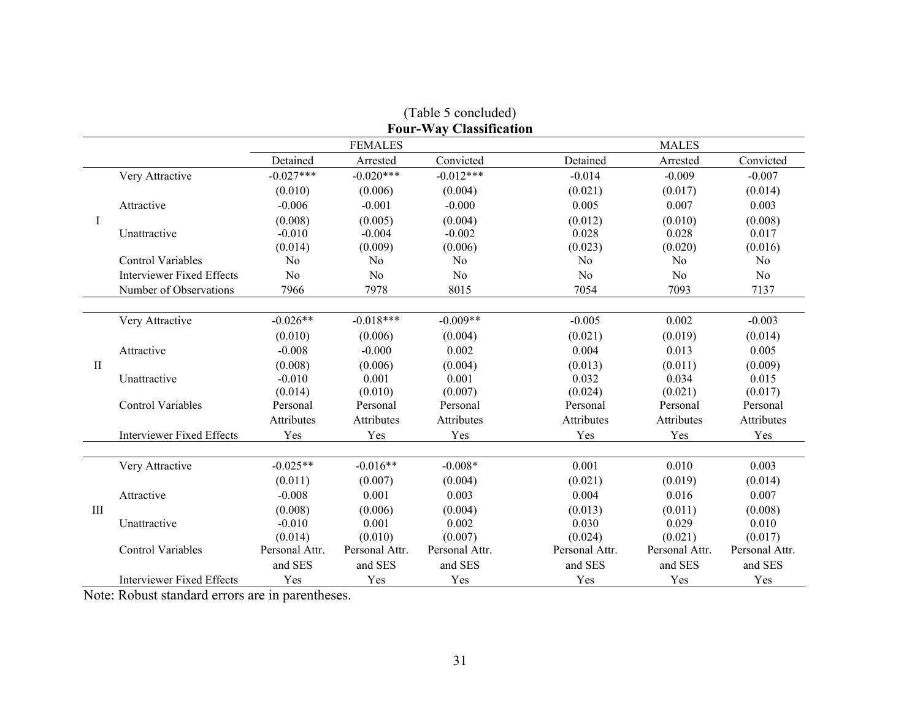(Table 5 concluded)

**Four-Way Classification**

| | | FEMALES | | | MALES | | |
|---|---|---|---|---|---|---|---|
| | | Detained | Arrested | Convicted | Detained | Arrested | Convicted |
| I | Very Attractive | -0.027*** | -0.020*** | -0.012*** | -0.014 | -0.009 | -0.007 |
| | | (0.010) | (0.006) | (0.004) | (0.021) | (0.017) | (0.014) |
| | Attractive | -0.006 | -0.001 | -0.000 | 0.005 | 0.007 | 0.003 |
| | | (0.008) | (0.005) | (0.004) | (0.012) | (0.010) | (0.008) |
| | Unattractive | -0.010 | -0.004 | -0.002 | 0.028 | 0.028 | 0.017 |
| | | (0.014) | (0.009) | (0.006) | (0.023) | (0.020) | (0.016) |
| | Control Variables | No | No | No | No | No | No |
| | Interviewer Fixed Effects | No | No | No | No | No | No |
| | Number of Observations | 7966 | 7978 | 8015 | 7054 | 7093 | 7137 |
| II | Very Attractive | -0.026** | -0.018*** | -0.009** | -0.005 | 0.002 | -0.003 |
| | | (0.010) | (0.006) | (0.004) | (0.021) | (0.019) | (0.014) |
| | Attractive | -0.008 | -0.000 | 0.002 | 0.004 | 0.013 | 0.005 |
| | | (0.008) | (0.006) | (0.004) | (0.013) | (0.011) | (0.009) |
| | Unattractive | -0.010 | 0.001 | 0.001 | 0.032 | 0.034 | 0.015 |
| | | (0.014) | (0.010) | (0.007) | (0.024) | (0.021) | (0.017) |
| | Control Variables | Personal Attributes | Personal Attributes | Personal Attributes | Personal Attributes | Personal Attributes | Personal Attributes |
| | Interviewer Fixed Effects | Yes | Yes | Yes | Yes | Yes | Yes |
| III | Very Attractive | -0.025** | -0.016** | -0.008* | 0.001 | 0.010 | 0.003 |
| | | (0.011) | (0.007) | (0.004) | (0.021) | (0.019) | (0.014) |
| | Attractive | -0.008 | 0.001 | 0.003 | 0.004 | 0.016 | 0.007 |
| | | (0.008) | (0.006) | (0.004) | (0.013) | (0.011) | (0.008) |
| | Unattractive | -0.010 | 0.001 | 0.002 | 0.030 | 0.029 | 0.010 |
| | | (0.014) | (0.010) | (0.007) | (0.024) | (0.021) | (0.017) |
| | Control Variables | Personal Attr. and SES | Personal Attr. and SES | Personal Attr. and SES | Personal Attr. and SES | Personal Attr. and SES | Personal Attr. and SES |
| | Interviewer Fixed Effects | Yes | Yes | Yes | Yes | Yes | Yes |

Note: Robust standard errors are in parentheses.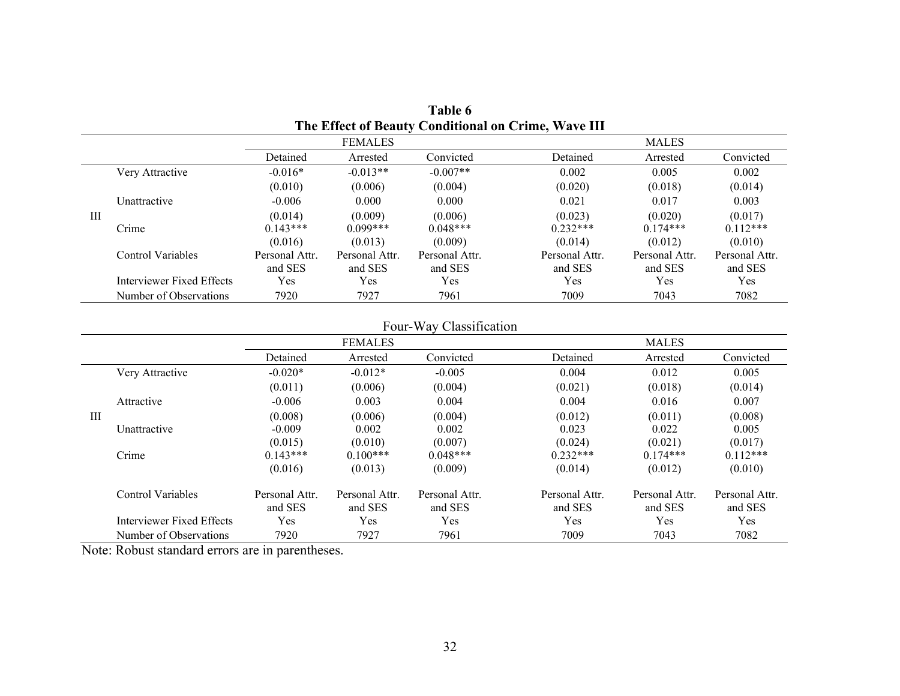**Table 6**
**The Effect of Beauty Conditional on Crime, Wave III**

| | | FEMALES | | | MALES | | |
|---|---|---|---|---|---|---|---|
| | | Detained | Arrested | Convicted | Detained | Arrested | Convicted |
| III | Very Attractive | -0.016* | -0.013** | -0.007** | 0.002 | 0.005 | 0.002 |
| | | (0.010) | (0.006) | (0.004) | (0.020) | (0.018) | (0.014) |
| | Unattractive | -0.006 | 0.000 | 0.000 | 0.021 | 0.017 | 0.003 |
| | | (0.014) | (0.009) | (0.006) | (0.023) | (0.020) | (0.017) |
| | Crime | 0.143*** | 0.099*** | 0.048*** | 0.232*** | 0.174*** | 0.112*** |
| | | (0.016) | (0.013) | (0.009) | (0.014) | (0.012) | (0.010) |
| | Control Variables | Personal Attr. and SES | Personal Attr. and SES | Personal Attr. and SES | Personal Attr. and SES | Personal Attr. and SES | Personal Attr. and SES |
| | Interviewer Fixed Effects | Yes | Yes | Yes | Yes | Yes | Yes |
| | Number of Observations | 7920 | 7927 | 7961 | 7009 | 7043 | 7082 |

Four-Way Classification

| | | FEMALES | | | MALES | | |
|---|---|---|---|---|---|---|---|
| | | Detained | Arrested | Convicted | Detained | Arrested | Convicted |
| III | Very Attractive | -0.020* | -0.012* | -0.005 | 0.004 | 0.012 | 0.005 |
| | | (0.011) | (0.006) | (0.004) | (0.021) | (0.018) | (0.014) |
| | Attractive | -0.006 | 0.003 | 0.004 | 0.004 | 0.016 | 0.007 |
| | | (0.008) | (0.006) | (0.004) | (0.012) | (0.011) | (0.008) |
| | Unattractive | -0.009 | 0.002 | 0.002 | 0.023 | 0.022 | 0.005 |
| | | (0.015) | (0.010) | (0.007) | (0.024) | (0.021) | (0.017) |
| | Crime | 0.143*** | 0.100*** | 0.048*** | 0.232*** | 0.174*** | 0.112*** |
| | | (0.016) | (0.013) | (0.009) | (0.014) | (0.012) | (0.010) |
| | Control Variables | Personal Attr. and SES | Personal Attr. and SES | Personal Attr. and SES | Personal Attr. and SES | Personal Attr. and SES | Personal Attr. and SES |
| | Interviewer Fixed Effects | Yes | Yes | Yes | Yes | Yes | Yes |
| | Number of Observations | 7920 | 7927 | 7961 | 7009 | 7043 | 7082 |

Note: Robust standard errors are in parentheses.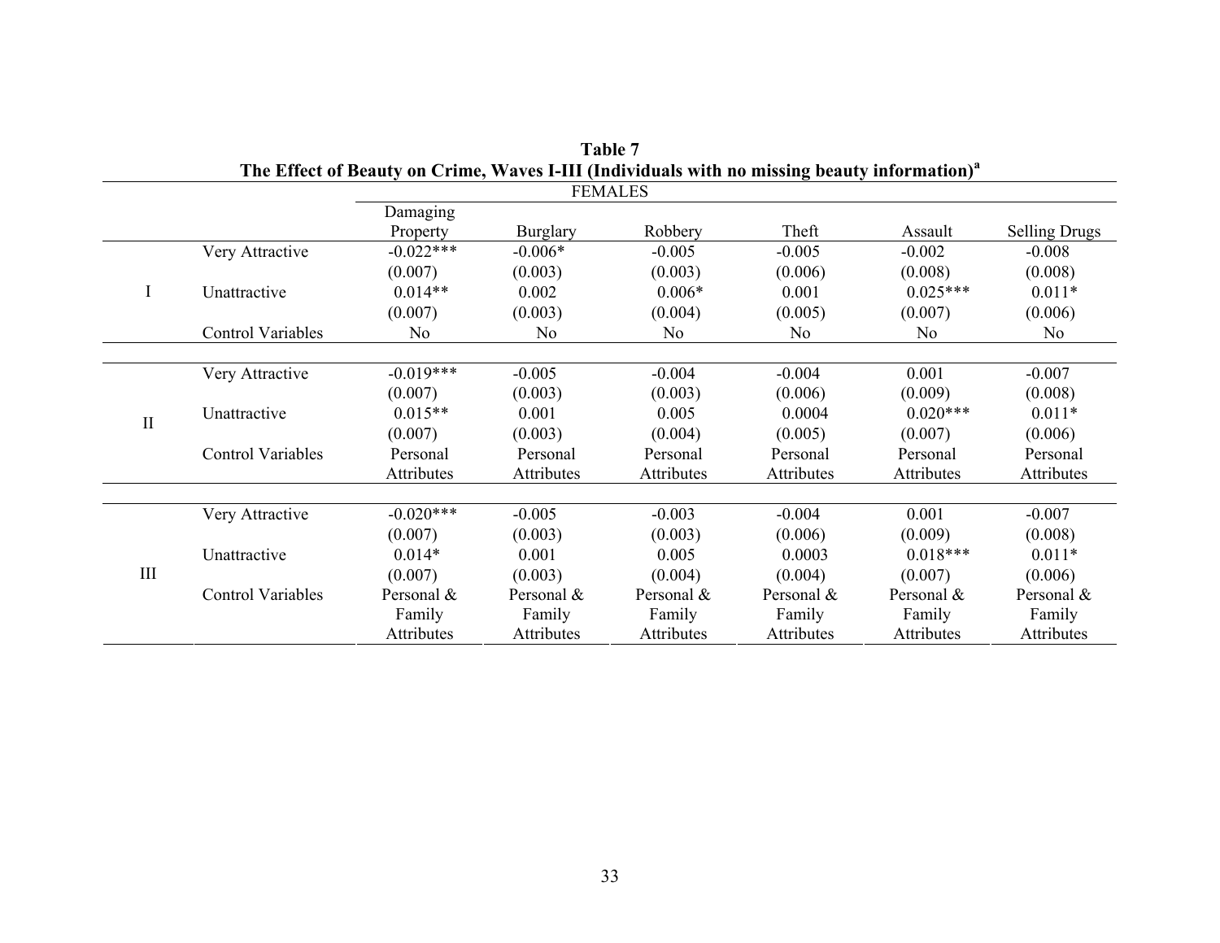**Table 7**
**The Effect of Beauty on Crime, Waves I-III (Individuals with no missing beauty information)[a]**

| | | FEMALES | | | | | |
|---|---|---|---|---|---|---|---|
| | | Damaging Property | Burglary | Robbery | Theft | Assault | Selling Drugs |
| I | Very Attractive | -0.022*** | -0.006* | -0.005 | -0.005 | -0.002 | -0.008 |
| | | (0.007) | (0.003) | (0.003) | (0.006) | (0.008) | (0.008) |
| | Unattractive | 0.014** | 0.002 | 0.006* | 0.001 | 0.025*** | 0.011* |
| | | (0.007) | (0.003) | (0.004) | (0.005) | (0.007) | (0.006) |
| | Control Variables | No | No | No | No | No | No |
| II | Very Attractive | -0.019*** | -0.005 | -0.004 | -0.004 | 0.001 | -0.007 |
| | | (0.007) | (0.003) | (0.003) | (0.006) | (0.009) | (0.008) |
| | Unattractive | 0.015** | 0.001 | 0.005 | 0.0004 | 0.020*** | 0.011* |
| | | (0.007) | (0.003) | (0.004) | (0.005) | (0.007) | (0.006) |
| | Control Variables | Personal Attributes | Personal Attributes | Personal Attributes | Personal Attributes | Personal Attributes | Personal Attributes |
| III | Very Attractive | -0.020*** | -0.005 | -0.003 | -0.004 | 0.001 | -0.007 |
| | | (0.007) | (0.003) | (0.003) | (0.006) | (0.009) | (0.008) |
| | Unattractive | 0.014* | 0.001 | 0.005 | 0.0003 | 0.018*** | 0.011* |
| | | (0.007) | (0.003) | (0.004) | (0.004) | (0.007) | (0.006) |
| | Control Variables | Personal & Family Attributes | Personal & Family Attributes | Personal & Family Attributes | Personal & Family Attributes | Personal & Family Attributes | Personal & Family Attributes |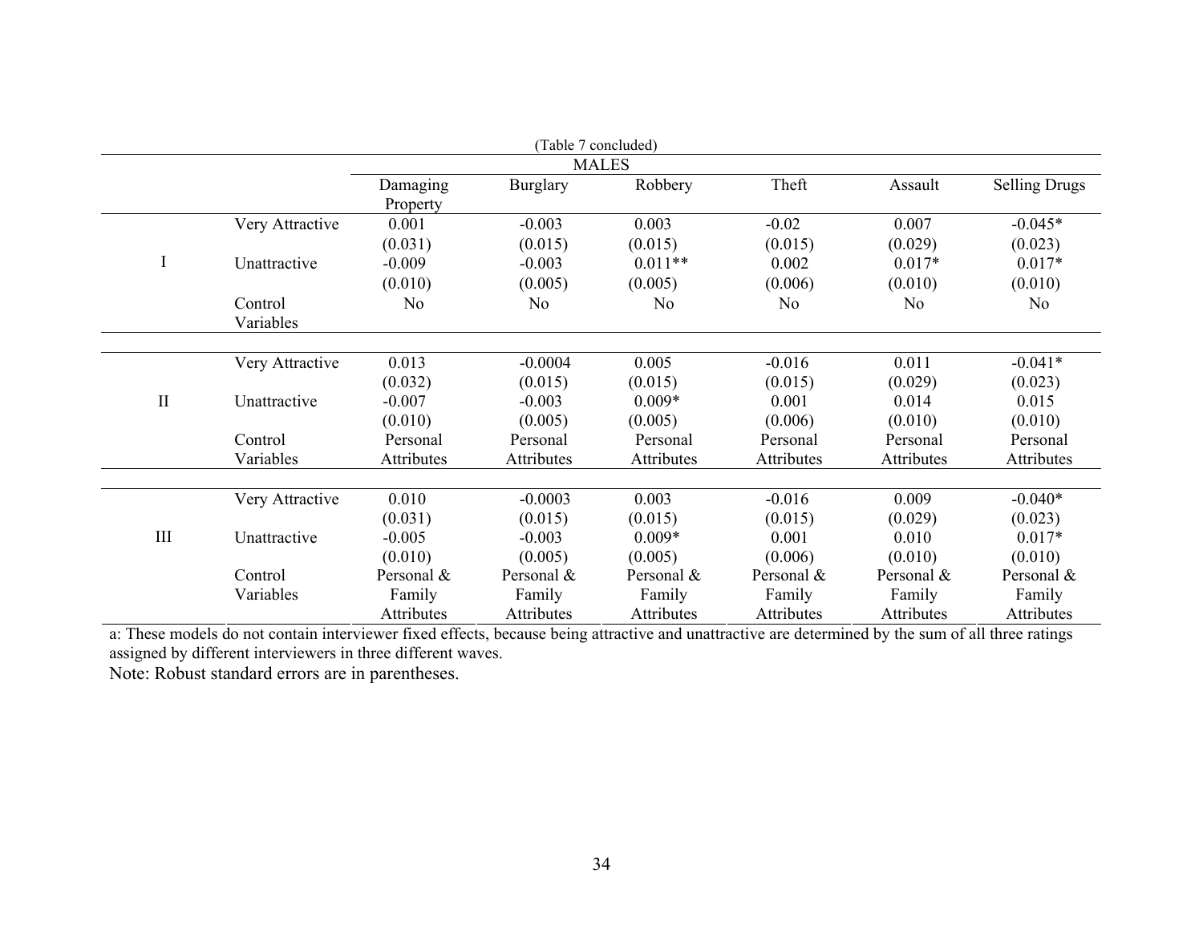(Table 7 concluded)

| | | MALES | | | | | |
|---|---|---|---|---|---|---|---|
| | | Damaging Property | Burglary | Robbery | Theft | Assault | Selling Drugs |
| I | Very Attractive | 0.001 | -0.003 | 0.003 | -0.02 | 0.007 | -0.045* |
| | | (0.031) | (0.015) | (0.015) | (0.015) | (0.029) | (0.023) |
| | Unattractive | -0.009 | -0.003 | 0.011** | 0.002 | 0.017* | 0.017* |
| | | (0.010) | (0.005) | (0.005) | (0.006) | (0.010) | (0.010) |
| | Control Variables | No | No | No | No | No | No |
| II | Very Attractive | 0.013 | -0.0004 | 0.005 | -0.016 | 0.011 | -0.041* |
| | | (0.032) | (0.015) | (0.015) | (0.015) | (0.029) | (0.023) |
| | Unattractive | -0.007 | -0.003 | 0.009* | 0.001 | 0.014 | 0.015 |
| | | (0.010) | (0.005) | (0.005) | (0.006) | (0.010) | (0.010) |
| | Control Variables | Personal Attributes | Personal Attributes | Personal Attributes | Personal Attributes | Personal Attributes | Personal Attributes |
| III | Very Attractive | 0.010 | -0.0003 | 0.003 | -0.016 | 0.009 | -0.040* |
| | | (0.031) | (0.015) | (0.015) | (0.015) | (0.029) | (0.023) |
| | Unattractive | -0.005 | -0.003 | 0.009* | 0.001 | 0.010 | 0.017* |
| | | (0.010) | (0.005) | (0.005) | (0.006) | (0.010) | (0.010) |
| | Control Variables | Personal & Family Attributes | Personal & Family Attributes | Personal & Family Attributes | Personal & Family Attributes | Personal & Family Attributes | Personal & Family Attributes |

a: These models do not contain interviewer fixed effects, because being attractive and unattractive are determined by the sum of all three ratings assigned by different interviewers in three different waves.

Note: Robust standard errors are in parentheses.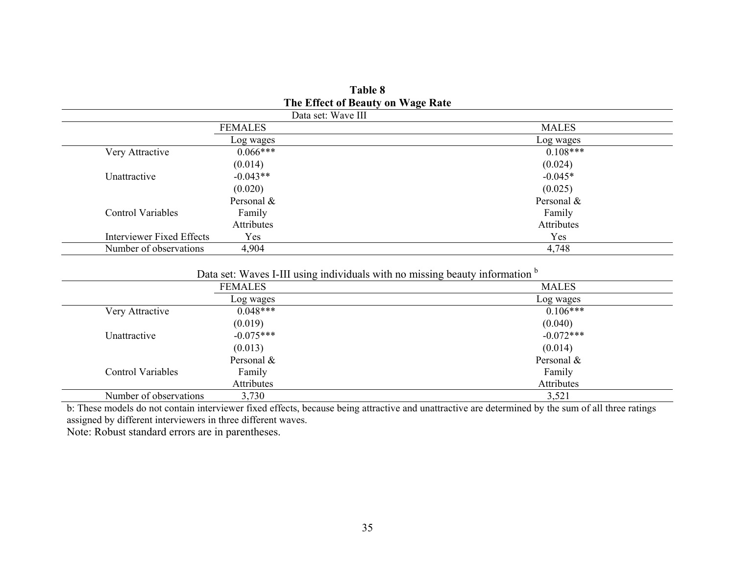**Table 8**
**The Effect of Beauty on Wage Rate**

Data set: Wave III

| | FEMALES | MALES |
|---|---|---|
| | Log wages | Log wages |
| Very Attractive | 0.066*** | 0.108*** |
| | (0.014) | (0.024) |
| Unattractive | -0.043** | -0.045* |
| | (0.020) | (0.025) |
| Control Variables | Personal & Family Attributes | Personal & Family Attributes |
| Interviewer Fixed Effects | Yes | Yes |
| Number of observations | 4,904 | 4,748 |

Data set: Waves I-III using individuals with no missing beauty information [b]

| | FEMALES | MALES |
|---|---|---|
| | Log wages | Log wages |
| Very Attractive | 0.048*** | 0.106*** |
| | (0.019) | (0.040) |
| Unattractive | -0.075*** | -0.072*** |
| | (0.013) | (0.014) |
| Control Variables | Personal & Family Attributes | Personal & Family Attributes |
| Number of observations | 3,730 | 3,521 |

b: These models do not contain interviewer fixed effects, because being attractive and unattractive are determined by the sum of all three ratings assigned by different interviewers in three different waves.

Note: Robust standard errors are in parentheses.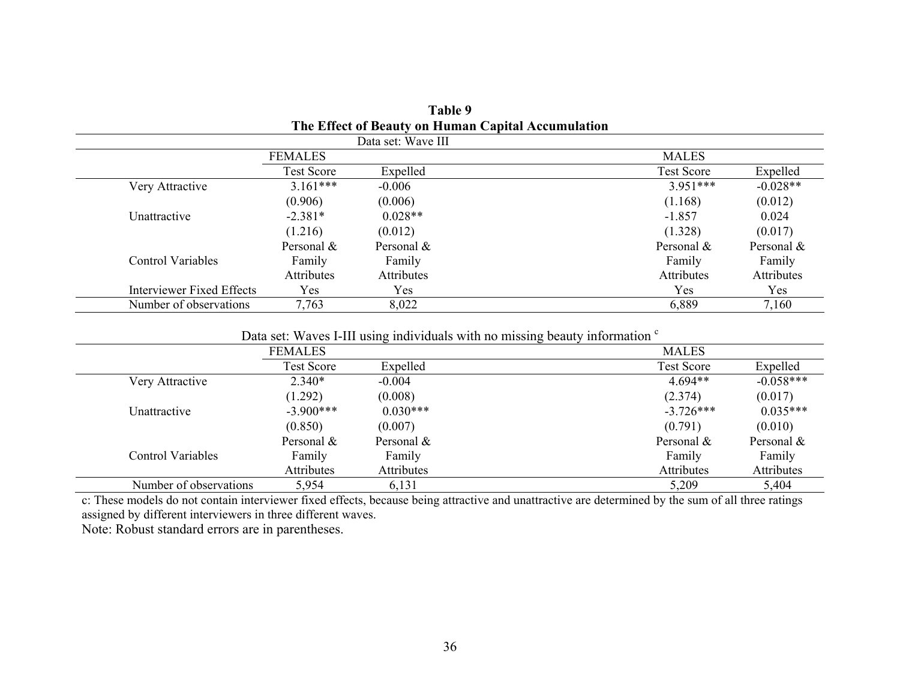**Table 9**

**The Effect of Beauty on Human Capital Accumulation**

Data set: Wave III

| | FEMALES | | MALES | |
|---|---|---|---|---|
| | Test Score | Expelled | Test Score | Expelled |
| Very Attractive | 3.161*** | -0.006 | 3.951*** | -0.028** |
| | (0.906) | (0.006) | (1.168) | (0.012) |
| Unattractive | -2.381* | 0.028** | -1.857 | 0.024 |
| | (1.216) | (0.012) | (1.328) | (0.017) |
| Control Variables | Personal & Family Attributes | Personal & Family Attributes | Personal & Family Attributes | Personal & Family Attributes |
| Interviewer Fixed Effects | Yes | Yes | Yes | Yes |
| Number of observations | 7,763 | 8,022 | 6,889 | 7,160 |

Data set: Waves I-III using individuals with no missing beauty information [c]

| | FEMALES | | MALES | |
|---|---|---|---|---|
| | Test Score | Expelled | Test Score | Expelled |
| Very Attractive | 2.340* | -0.004 | 4.694** | -0.058*** |
| | (1.292) | (0.008) | (2.374) | (0.017) |
| Unattractive | -3.900*** | 0.030*** | -3.726*** | 0.035*** |
| | (0.850) | (0.007) | (0.791) | (0.010) |
| Control Variables | Personal & Family Attributes | Personal & Family Attributes | Personal & Family Attributes | Personal & Family Attributes |
| Number of observations | 5,954 | 6,131 | 5,209 | 5,404 |

c: These models do not contain interviewer fixed effects, because being attractive and unattractive are determined by the sum of all three ratings assigned by different interviewers in three different waves.

Note: Robust standard errors are in parentheses.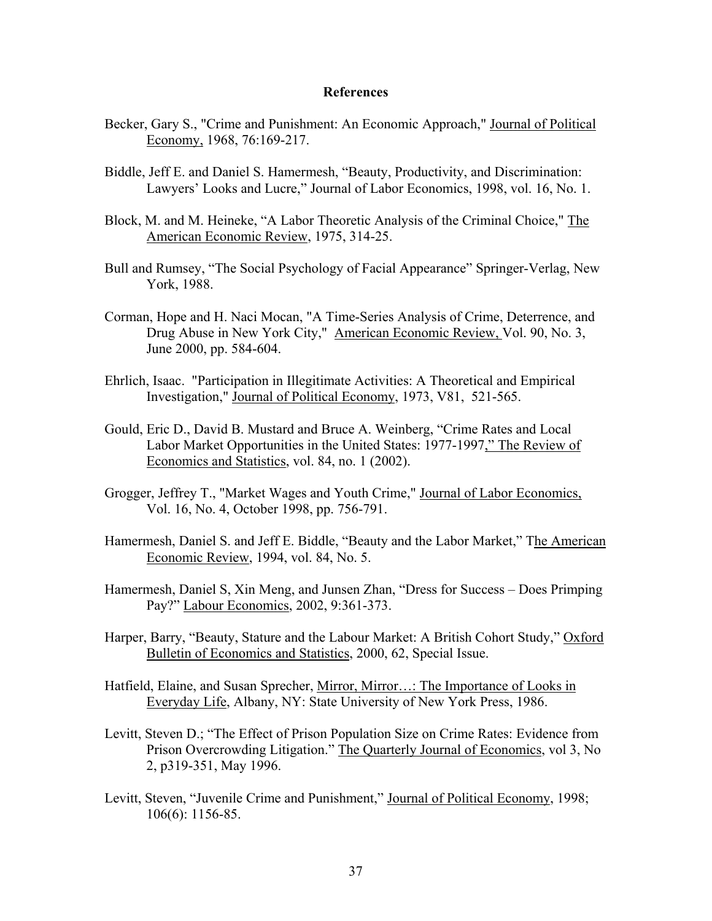## References

Becker, Gary S., "Crime and Punishment: An Economic Approach," Journal of Political Economy, 1968, 76:169-217.

Biddle, Jeff E. and Daniel S. Hamermesh, "Beauty, Productivity, and Discrimination: Lawyers' Looks and Lucre," Journal of Labor Economics, 1998, vol. 16, No. 1.

Block, M. and M. Heineke, "A Labor Theoretic Analysis of the Criminal Choice," The American Economic Review, 1975, 314-25.

Bull and Rumsey, "The Social Psychology of Facial Appearance" Springer-Verlag, New York, 1988.

Corman, Hope and H. Naci Mocan, "A Time-Series Analysis of Crime, Deterrence, and Drug Abuse in New York City," American Economic Review, Vol. 90, No. 3, June 2000, pp. 584-604.

Ehrlich, Isaac. "Participation in Illegitimate Activities: A Theoretical and Empirical Investigation," Journal of Political Economy, 1973, V81, 521-565.

Gould, Eric D., David B. Mustard and Bruce A. Weinberg, "Crime Rates and Local Labor Market Opportunities in the United States: 1977-1997," The Review of Economics and Statistics, vol. 84, no. 1 (2002).

Grogger, Jeffrey T., "Market Wages and Youth Crime," Journal of Labor Economics, Vol. 16, No. 4, October 1998, pp. 756-791.

Hamermesh, Daniel S. and Jeff E. Biddle, "Beauty and the Labor Market," The American Economic Review, 1994, vol. 84, No. 5.

Hamermesh, Daniel S, Xin Meng, and Junsen Zhan, "Dress for Success – Does Primping Pay?" Labour Economics, 2002, 9:361-373.

Harper, Barry, "Beauty, Stature and the Labour Market: A British Cohort Study," Oxford Bulletin of Economics and Statistics, 2000, 62, Special Issue.

Hatfield, Elaine, and Susan Sprecher, Mirror, Mirror…: The Importance of Looks in Everyday Life, Albany, NY: State University of New York Press, 1986.

Levitt, Steven D.; "The Effect of Prison Population Size on Crime Rates: Evidence from Prison Overcrowding Litigation." The Quarterly Journal of Economics, vol 3, No 2, p319-351, May 1996.

Levitt, Steven, "Juvenile Crime and Punishment," Journal of Political Economy, 1998; 106(6): 1156-85.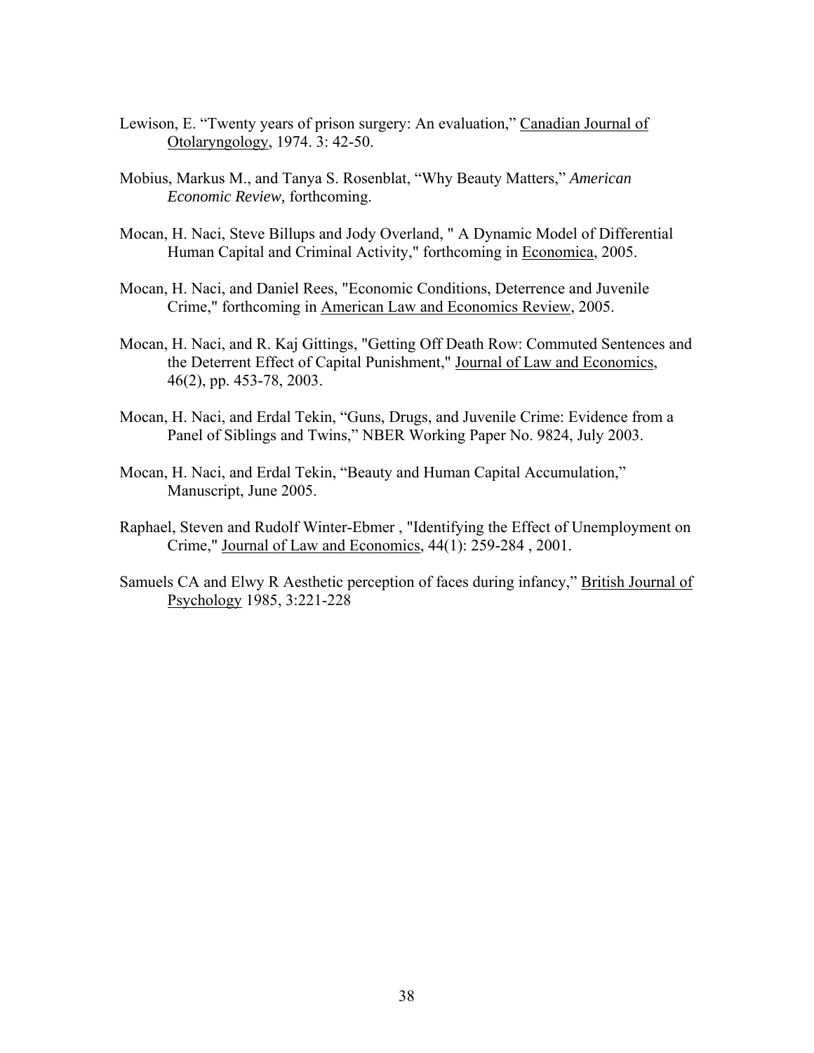Lewison, E. "Twenty years of prison surgery: An evaluation," Canadian Journal of Otolaryngology, 1974. 3: 42-50.

Mobius, Markus M., and Tanya S. Rosenblat, "Why Beauty Matters," *American Economic Review,* forthcoming.

Mocan, H. Naci, Steve Billups and Jody Overland, " A Dynamic Model of Differential Human Capital and Criminal Activity," forthcoming in Economica, 2005.

Mocan, H. Naci, and Daniel Rees, "Economic Conditions, Deterrence and Juvenile Crime," forthcoming in American Law and Economics Review, 2005.

Mocan, H. Naci, and R. Kaj Gittings, "Getting Off Death Row: Commuted Sentences and the Deterrent Effect of Capital Punishment," Journal of Law and Economics, 46(2), pp. 453-78, 2003.

Mocan, H. Naci, and Erdal Tekin, "Guns, Drugs, and Juvenile Crime: Evidence from a Panel of Siblings and Twins," NBER Working Paper No. 9824, July 2003.

Mocan, H. Naci, and Erdal Tekin, "Beauty and Human Capital Accumulation," Manuscript, June 2005.

Raphael, Steven and Rudolf Winter-Ebmer , "Identifying the Effect of Unemployment on Crime," Journal of Law and Economics, 44(1): 259-284 , 2001.

Samuels CA and Elwy R Aesthetic perception of faces during infancy," British Journal of Psychology 1985, 3:221-228